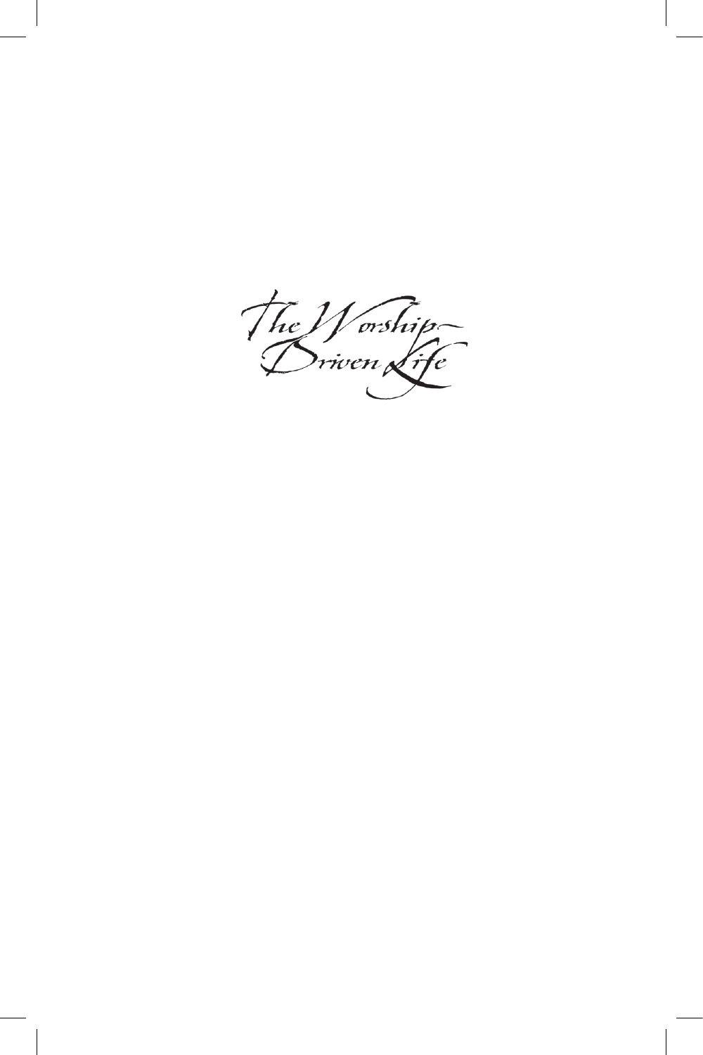# The Worship-Driven Life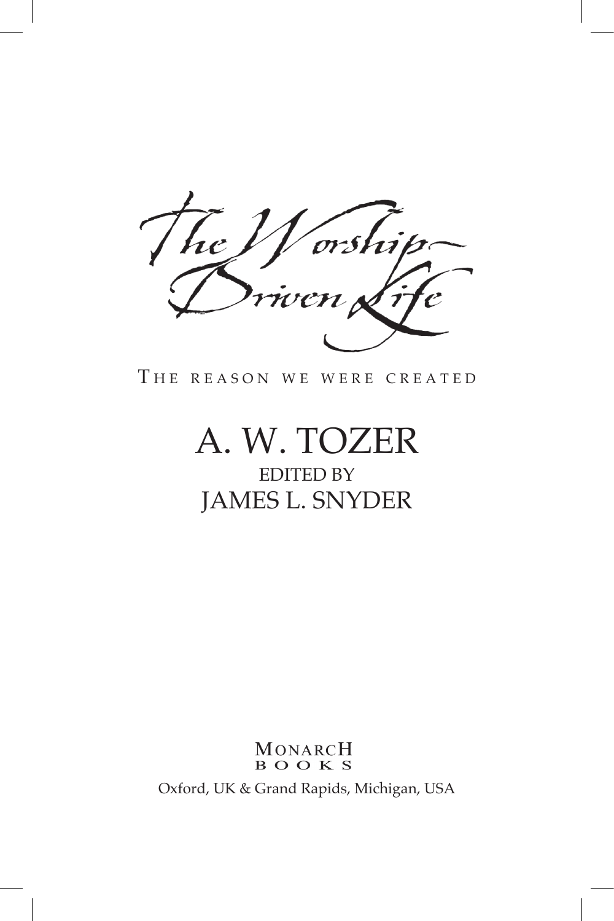# The Worship-Driven Life

THE REASON WE WERE CREATED

## A. W. TOZER

EDITED BY

JAMES L. SNYDER

MONARCH BOOKS

Oxford, UK & Grand Rapids, Michigan, USA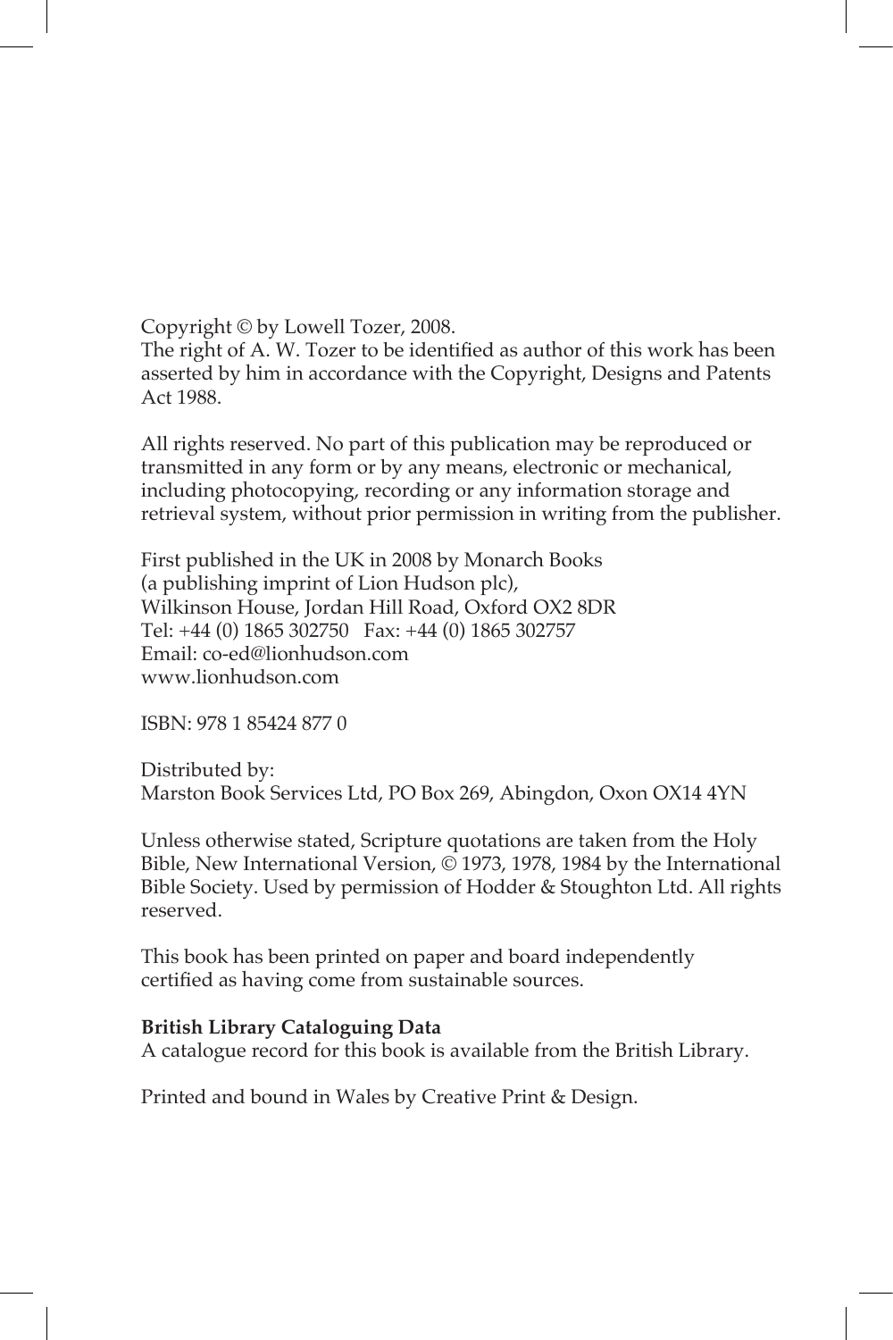Copyright © by Lowell Tozer, 2008.
The right of A. W. Tozer to be identified as author of this work has been asserted by him in accordance with the Copyright, Designs and Patents Act 1988.

All rights reserved. No part of this publication may be reproduced or transmitted in any form or by any means, electronic or mechanical, including photocopying, recording or any information storage and retrieval system, without prior permission in writing from the publisher.

First published in the UK in 2008 by Monarch Books
(a publishing imprint of Lion Hudson plc),
Wilkinson House, Jordan Hill Road, Oxford OX2 8DR
Tel: +44 (0) 1865 302750 Fax: +44 (0) 1865 302757
Email: co-ed@lionhudson.com
www.lionhudson.com

ISBN: 978 1 85424 877 0

Distributed by:
Marston Book Services Ltd, PO Box 269, Abingdon, Oxon OX14 4YN

Unless otherwise stated, Scripture quotations are taken from the Holy Bible, New International Version, © 1973, 1978, 1984 by the International Bible Society. Used by permission of Hodder & Stoughton Ltd. All rights reserved.

This book has been printed on paper and board independently certified as having come from sustainable sources.

**British Library Cataloguing Data**
A catalogue record for this book is available from the British Library.

Printed and bound in Wales by Creative Print & Design.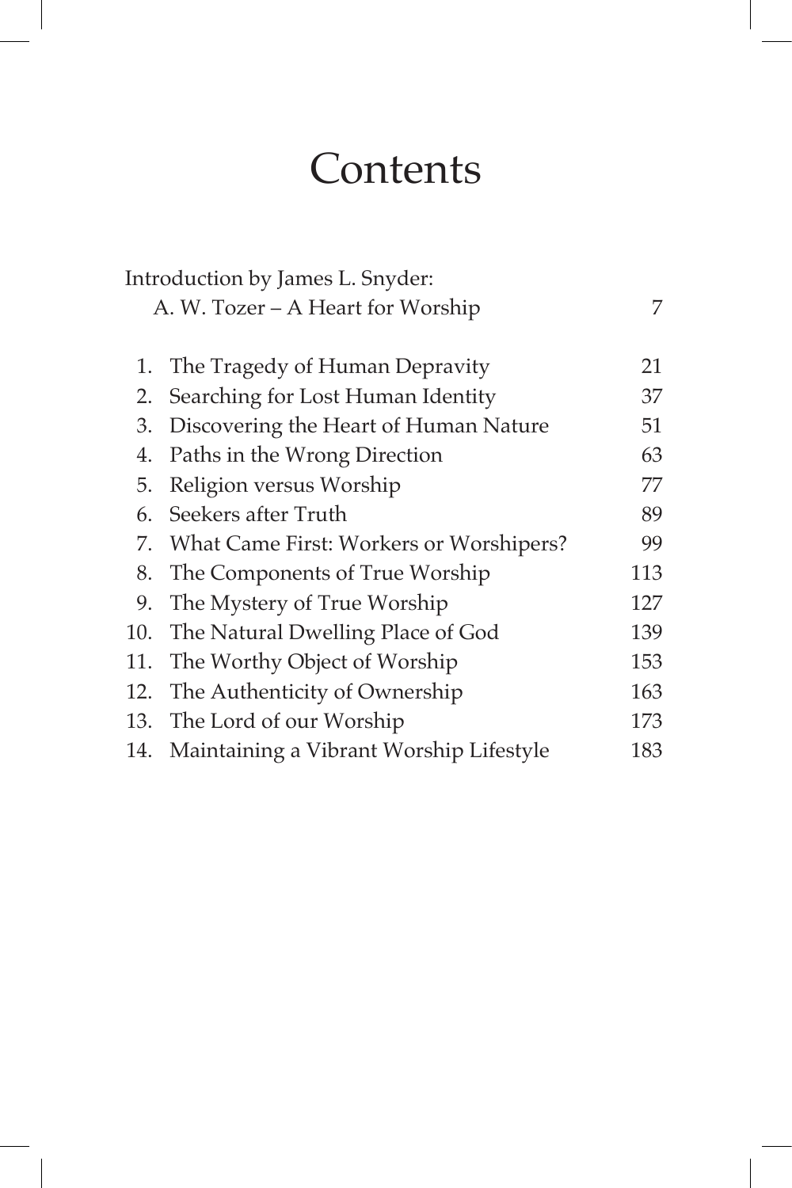# Contents

Introduction by James L. Snyder:
A. W. Tozer – A Heart for Worship 7

1. The Tragedy of Human Depravity 21
2. Searching for Lost Human Identity 37
3. Discovering the Heart of Human Nature 51
4. Paths in the Wrong Direction 63
5. Religion versus Worship 77
6. Seekers after Truth 89
7. What Came First: Workers or Worshipers? 99
8. The Components of True Worship 113
9. The Mystery of True Worship 127
10. The Natural Dwelling Place of God 139
11. The Worthy Object of Worship 153
12. The Authenticity of Ownership 163
13. The Lord of our Worship 173
14. Maintaining a Vibrant Worship Lifestyle 183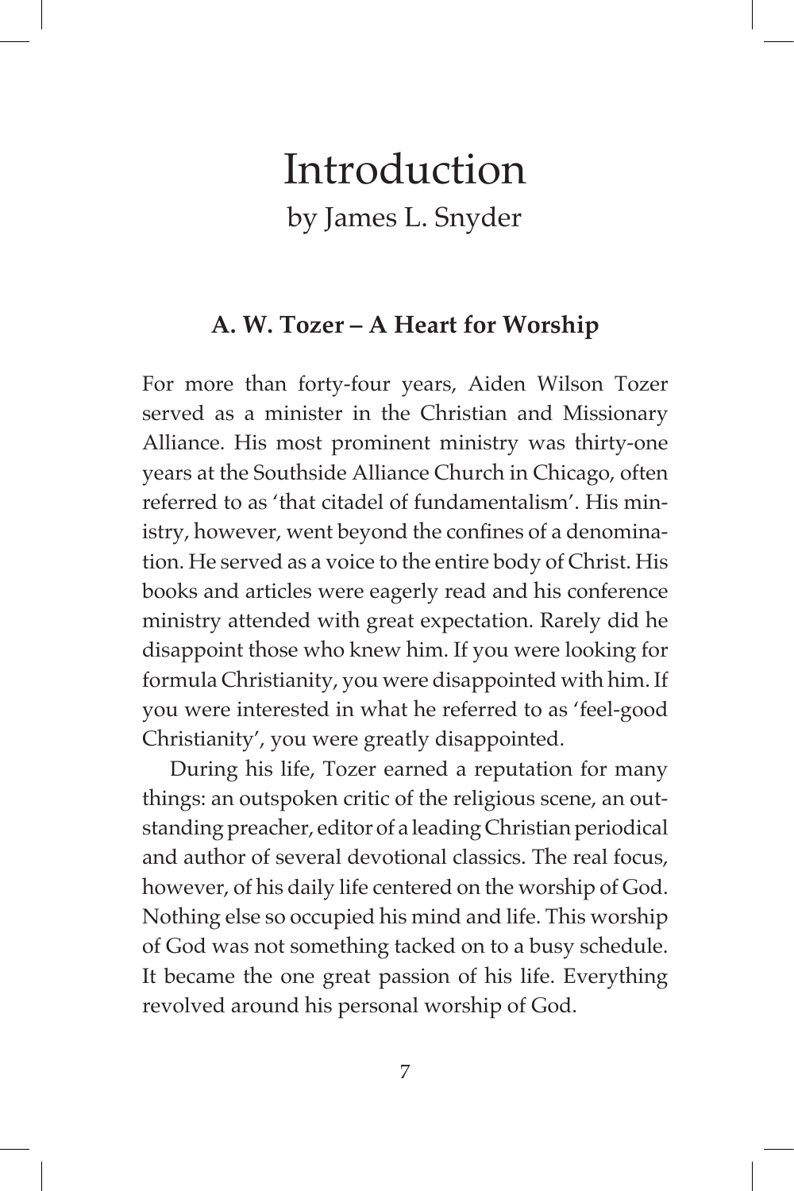# Introduction

by James L. Snyder

### A. W. Tozer – A Heart for Worship

For more than forty-four years, Aiden Wilson Tozer served as a minister in the Christian and Missionary Alliance. His most prominent ministry was thirty-one years at the Southside Alliance Church in Chicago, often referred to as 'that citadel of fundamentalism'. His ministry, however, went beyond the confines of a denomination. He served as a voice to the entire body of Christ. His books and articles were eagerly read and his conference ministry attended with great expectation. Rarely did he disappoint those who knew him. If you were looking for formula Christianity, you were disappointed with him. If you were interested in what he referred to as 'feel-good Christianity', you were greatly disappointed.

During his life, Tozer earned a reputation for many things: an outspoken critic of the religious scene, an outstanding preacher, editor of a leading Christian periodical and author of several devotional classics. The real focus, however, of his daily life centered on the worship of God. Nothing else so occupied his mind and life. This worship of God was not something tacked on to a busy schedule. It became the one great passion of his life. Everything revolved around his personal worship of God.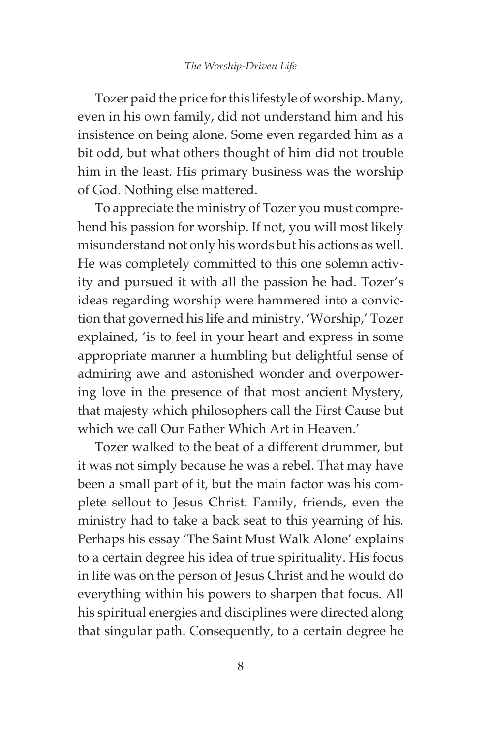Tozer paid the price for this lifestyle of worship. Many, even in his own family, did not understand him and his insistence on being alone. Some even regarded him as a bit odd, but what others thought of him did not trouble him in the least. His primary business was the worship of God. Nothing else mattered.

To appreciate the ministry of Tozer you must comprehend his passion for worship. If not, you will most likely misunderstand not only his words but his actions as well. He was completely committed to this one solemn activity and pursued it with all the passion he had. Tozer's ideas regarding worship were hammered into a conviction that governed his life and ministry. 'Worship,' Tozer explained, 'is to feel in your heart and express in some appropriate manner a humbling but delightful sense of admiring awe and astonished wonder and overpowering love in the presence of that most ancient Mystery, that majesty which philosophers call the First Cause but which we call Our Father Which Art in Heaven.'

Tozer walked to the beat of a different drummer, but it was not simply because he was a rebel. That may have been a small part of it, but the main factor was his complete sellout to Jesus Christ. Family, friends, even the ministry had to take a back seat to this yearning of his. Perhaps his essay 'The Saint Must Walk Alone' explains to a certain degree his idea of true spirituality. His focus in life was on the person of Jesus Christ and he would do everything within his powers to sharpen that focus. All his spiritual energies and disciplines were directed along that singular path. Consequently, to a certain degree he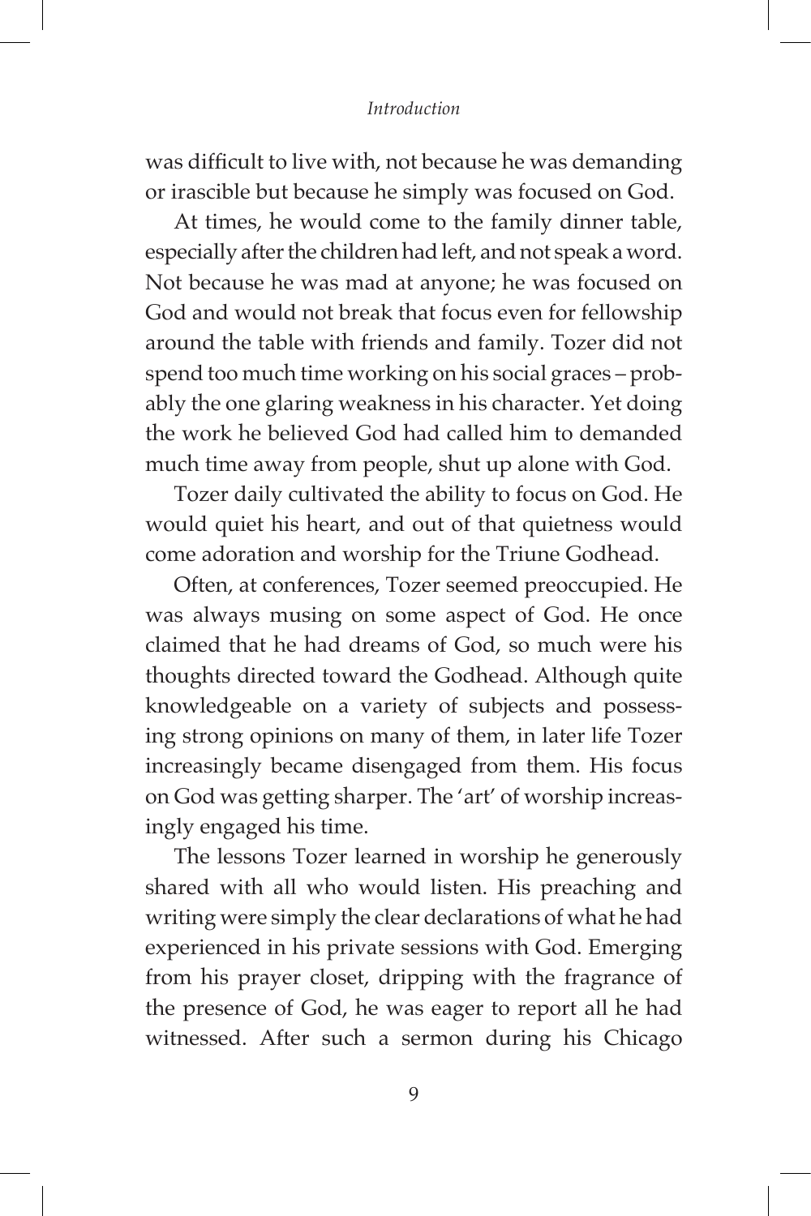was difficult to live with, not because he was demanding or irascible but because he simply was focused on God.

At times, he would come to the family dinner table, especially after the children had left, and not speak a word. Not because he was mad at anyone; he was focused on God and would not break that focus even for fellowship around the table with friends and family. Tozer did not spend too much time working on his social graces – probably the one glaring weakness in his character. Yet doing the work he believed God had called him to demanded much time away from people, shut up alone with God.

Tozer daily cultivated the ability to focus on God. He would quiet his heart, and out of that quietness would come adoration and worship for the Triune Godhead.

Often, at conferences, Tozer seemed preoccupied. He was always musing on some aspect of God. He once claimed that he had dreams of God, so much were his thoughts directed toward the Godhead. Although quite knowledgeable on a variety of subjects and possessing strong opinions on many of them, in later life Tozer increasingly became disengaged from them. His focus on God was getting sharper. The 'art' of worship increasingly engaged his time.

The lessons Tozer learned in worship he generously shared with all who would listen. His preaching and writing were simply the clear declarations of what he had experienced in his private sessions with God. Emerging from his prayer closet, dripping with the fragrance of the presence of God, he was eager to report all he had witnessed. After such a sermon during his Chicago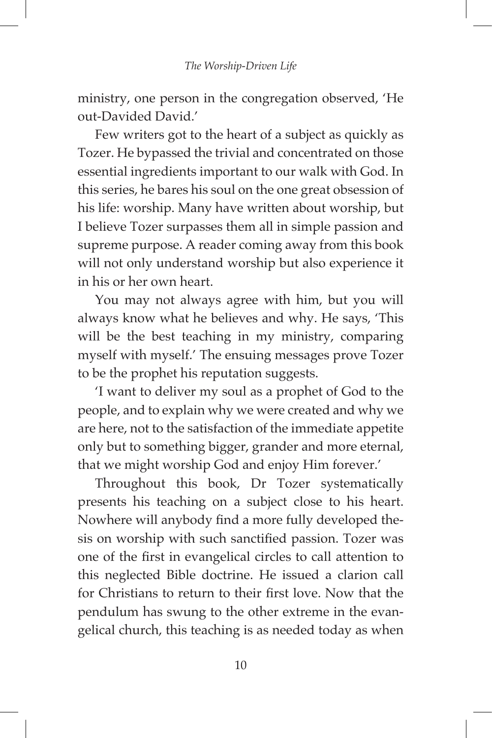ministry, one person in the congregation observed, 'He out-Divided David.'

Few writers got to the heart of a subject as quickly as Tozer. He bypassed the trivial and concentrated on those essential ingredients important to our walk with God. In this series, he bares his soul on the one great obsession of his life: worship. Many have written about worship, but I believe Tozer surpasses them all in simple passion and supreme purpose. A reader coming away from this book will not only understand worship but also experience it in his or her own heart.

You may not always agree with him, but you will always know what he believes and why. He says, 'This will be the best teaching in my ministry, comparing myself with myself.' The ensuing messages prove Tozer to be the prophet his reputation suggests.

'I want to deliver my soul as a prophet of God to the people, and to explain why we were created and why we are here, not to the satisfaction of the immediate appetite only but to something bigger, grander and more eternal, that we might worship God and enjoy Him forever.'

Throughout this book, Dr Tozer systematically presents his teaching on a subject close to his heart. Nowhere will anybody find a more fully developed thesis on worship with such sanctified passion. Tozer was one of the first in evangelical circles to call attention to this neglected Bible doctrine. He issued a clarion call for Christians to return to their first love. Now that the pendulum has swung to the other extreme in the evangelical church, this teaching is as needed today as when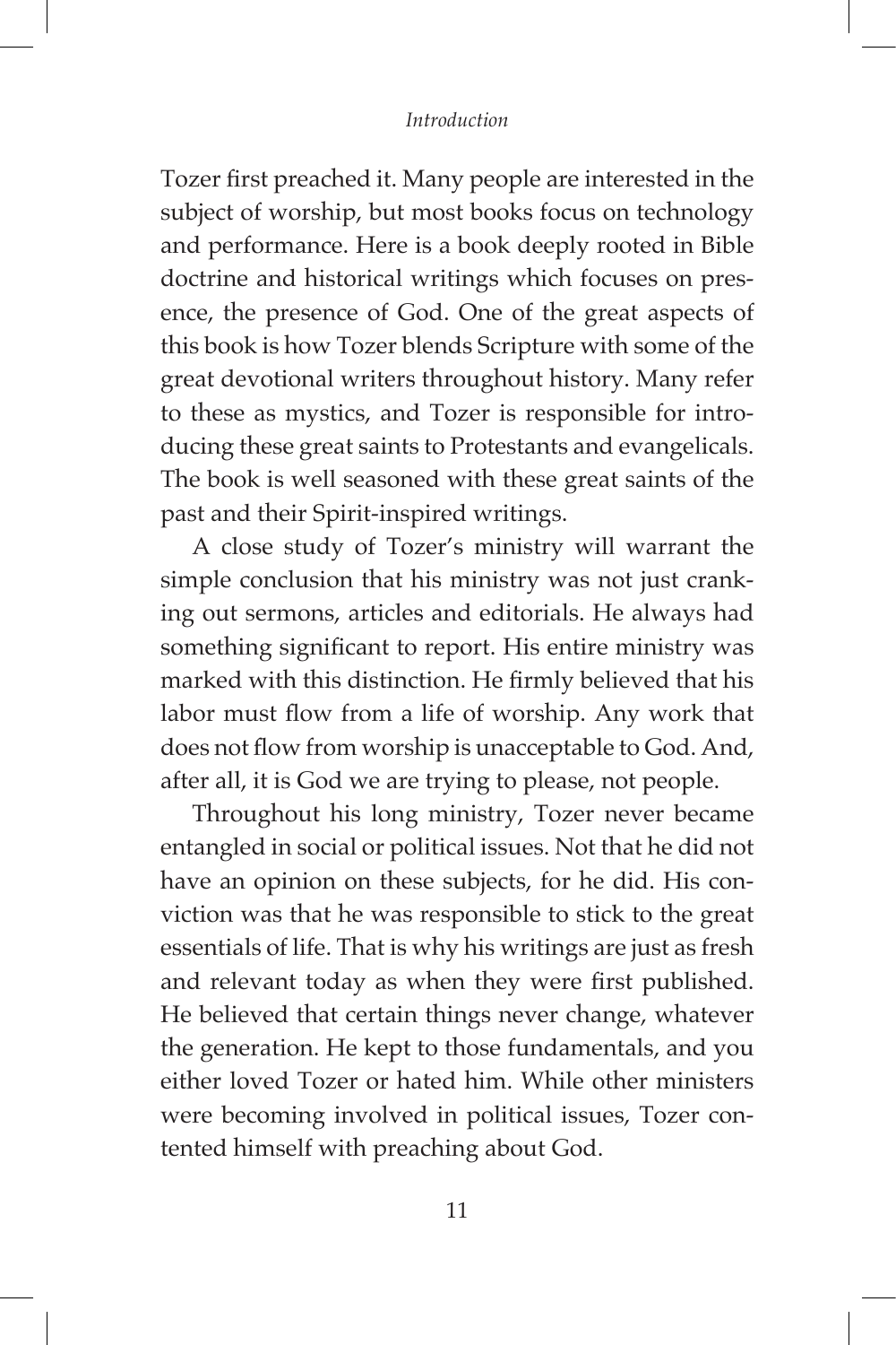Tozer first preached it. Many people are interested in the subject of worship, but most books focus on technology and performance. Here is a book deeply rooted in Bible doctrine and historical writings which focuses on presence, the presence of God. One of the great aspects of this book is how Tozer blends Scripture with some of the great devotional writers throughout history. Many refer to these as mystics, and Tozer is responsible for introducing these great saints to Protestants and evangelicals. The book is well seasoned with these great saints of the past and their Spirit-inspired writings.

A close study of Tozer's ministry will warrant the simple conclusion that his ministry was not just cranking out sermons, articles and editorials. He always had something significant to report. His entire ministry was marked with this distinction. He firmly believed that his labor must flow from a life of worship. Any work that does not flow from worship is unacceptable to God. And, after all, it is God we are trying to please, not people.

Throughout his long ministry, Tozer never became entangled in social or political issues. Not that he did not have an opinion on these subjects, for he did. His conviction was that he was responsible to stick to the great essentials of life. That is why his writings are just as fresh and relevant today as when they were first published. He believed that certain things never change, whatever the generation. He kept to those fundamentals, and you either loved Tozer or hated him. While other ministers were becoming involved in political issues, Tozer contented himself with preaching about God.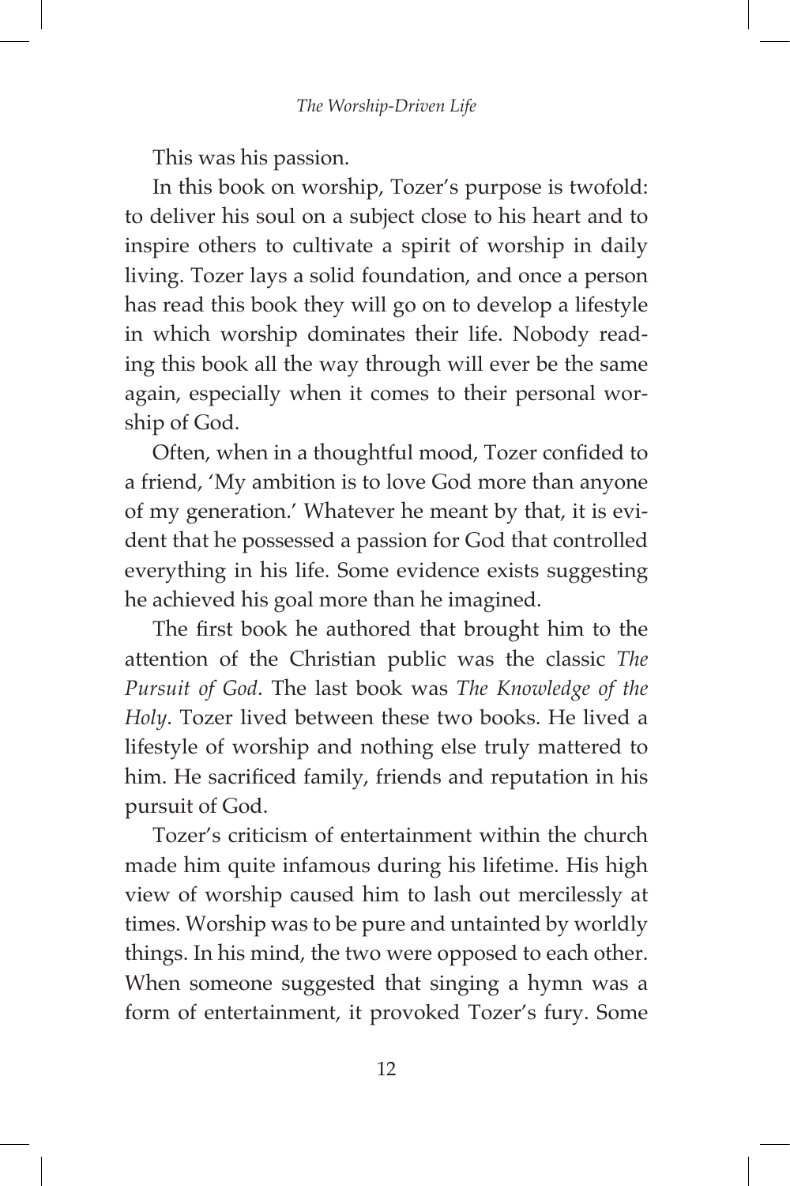This was his passion.

In this book on worship, Tozer's purpose is twofold: to deliver his soul on a subject close to his heart and to inspire others to cultivate a spirit of worship in daily living. Tozer lays a solid foundation, and once a person has read this book they will go on to develop a lifestyle in which worship dominates their life. Nobody reading this book all the way through will ever be the same again, especially when it comes to their personal worship of God.

Often, when in a thoughtful mood, Tozer confided to a friend, 'My ambition is to love God more than anyone of my generation.' Whatever he meant by that, it is evident that he possessed a passion for God that controlled everything in his life. Some evidence exists suggesting he achieved his goal more than he imagined.

The first book he authored that brought him to the attention of the Christian public was the classic *The Pursuit of God*. The last book was *The Knowledge of the Holy*. Tozer lived between these two books. He lived a lifestyle of worship and nothing else truly mattered to him. He sacrificed family, friends and reputation in his pursuit of God.

Tozer's criticism of entertainment within the church made him quite infamous during his lifetime. His high view of worship caused him to lash out mercilessly at times. Worship was to be pure and untainted by worldly things. In his mind, the two were opposed to each other. When someone suggested that singing a hymn was a form of entertainment, it provoked Tozer's fury. Some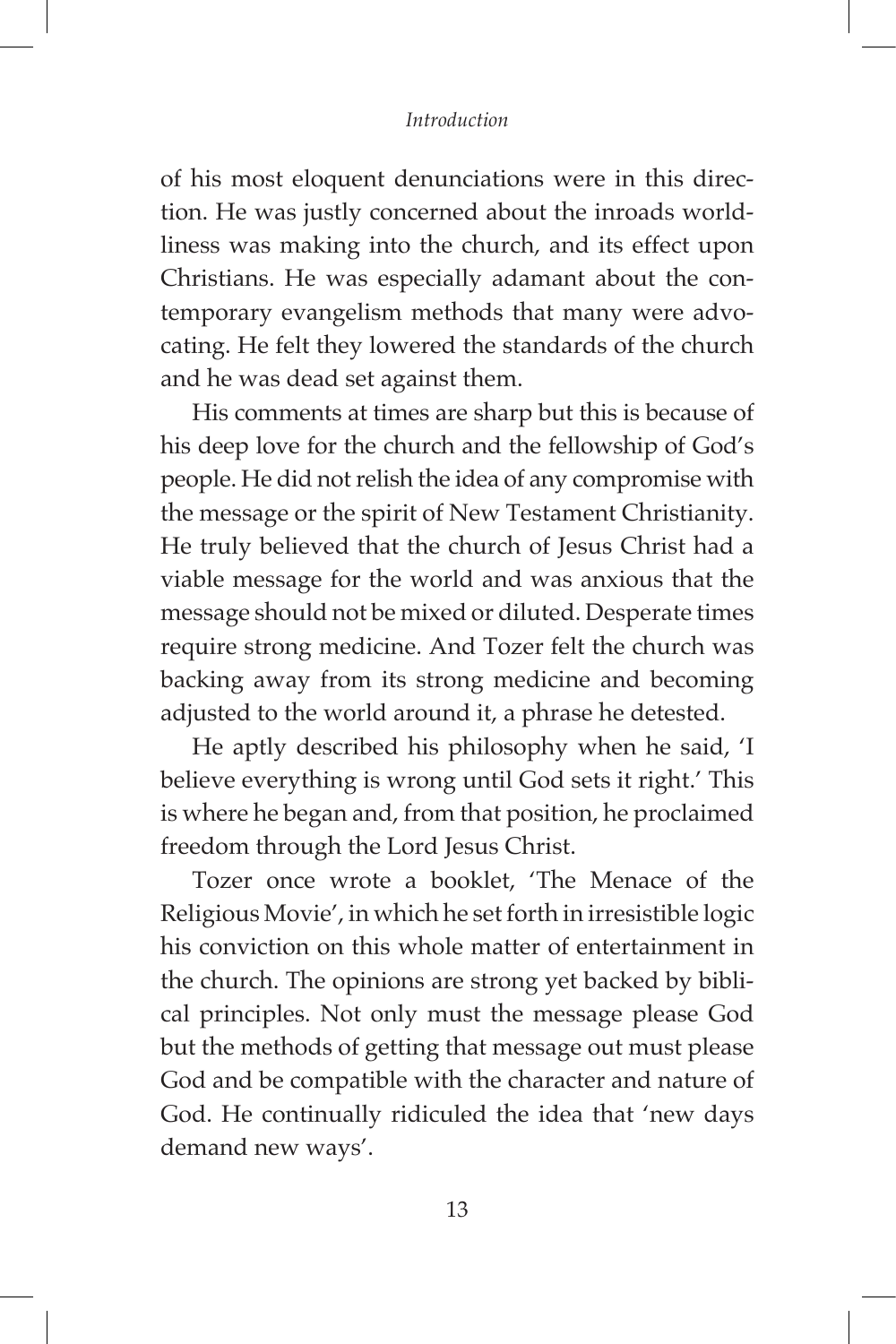of his most eloquent denunciations were in this direction. He was justly concerned about the inroads worldliness was making into the church, and its effect upon Christians. He was especially adamant about the contemporary evangelism methods that many were advocating. He felt they lowered the standards of the church and he was dead set against them.

His comments at times are sharp but this is because of his deep love for the church and the fellowship of God's people. He did not relish the idea of any compromise with the message or the spirit of New Testament Christianity. He truly believed that the church of Jesus Christ had a viable message for the world and was anxious that the message should not be mixed or diluted. Desperate times require strong medicine. And Tozer felt the church was backing away from its strong medicine and becoming adjusted to the world around it, a phrase he detested.

He aptly described his philosophy when he said, 'I believe everything is wrong until God sets it right.' This is where he began and, from that position, he proclaimed freedom through the Lord Jesus Christ.

Tozer once wrote a booklet, 'The Menace of the Religious Movie', in which he set forth in irresistible logic his conviction on this whole matter of entertainment in the church. The opinions are strong yet backed by biblical principles. Not only must the message please God but the methods of getting that message out must please God and be compatible with the character and nature of God. He continually ridiculed the idea that 'new days demand new ways'.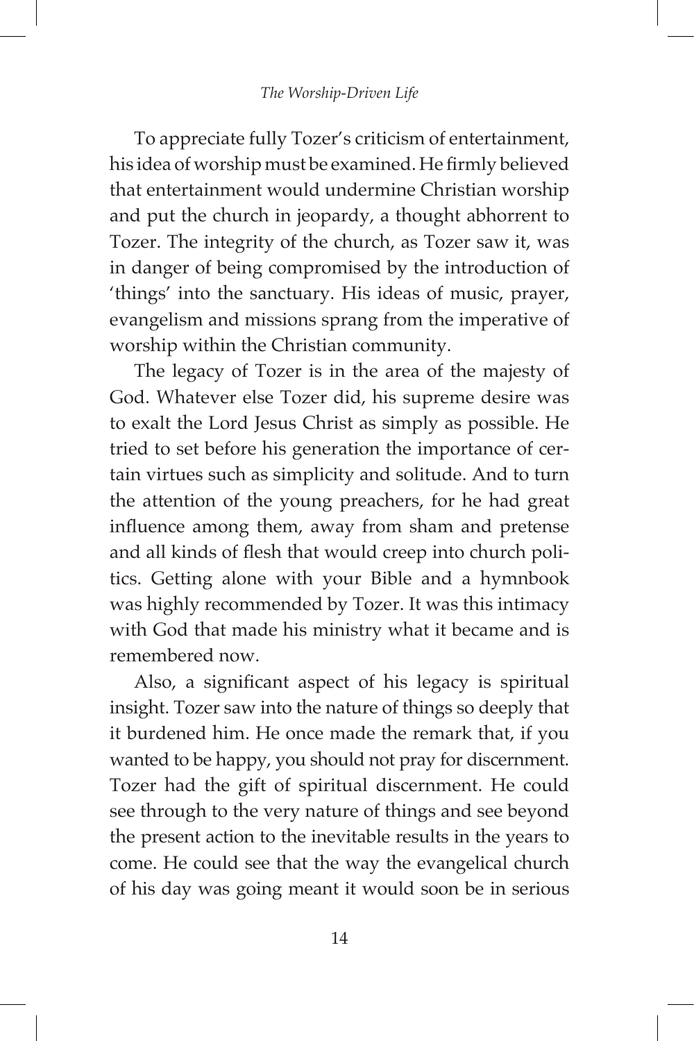To appreciate fully Tozer's criticism of entertainment, his idea of worship must be examined. He firmly believed that entertainment would undermine Christian worship and put the church in jeopardy, a thought abhorrent to Tozer. The integrity of the church, as Tozer saw it, was in danger of being compromised by the introduction of 'things' into the sanctuary. His ideas of music, prayer, evangelism and missions sprang from the imperative of worship within the Christian community.

The legacy of Tozer is in the area of the majesty of God. Whatever else Tozer did, his supreme desire was to exalt the Lord Jesus Christ as simply as possible. He tried to set before his generation the importance of certain virtues such as simplicity and solitude. And to turn the attention of the young preachers, for he had great influence among them, away from sham and pretense and all kinds of flesh that would creep into church politics. Getting alone with your Bible and a hymnbook was highly recommended by Tozer. It was this intimacy with God that made his ministry what it became and is remembered now.

Also, a significant aspect of his legacy is spiritual insight. Tozer saw into the nature of things so deeply that it burdened him. He once made the remark that, if you wanted to be happy, you should not pray for discernment. Tozer had the gift of spiritual discernment. He could see through to the very nature of things and see beyond the present action to the inevitable results in the years to come. He could see that the way the evangelical church of his day was going meant it would soon be in serious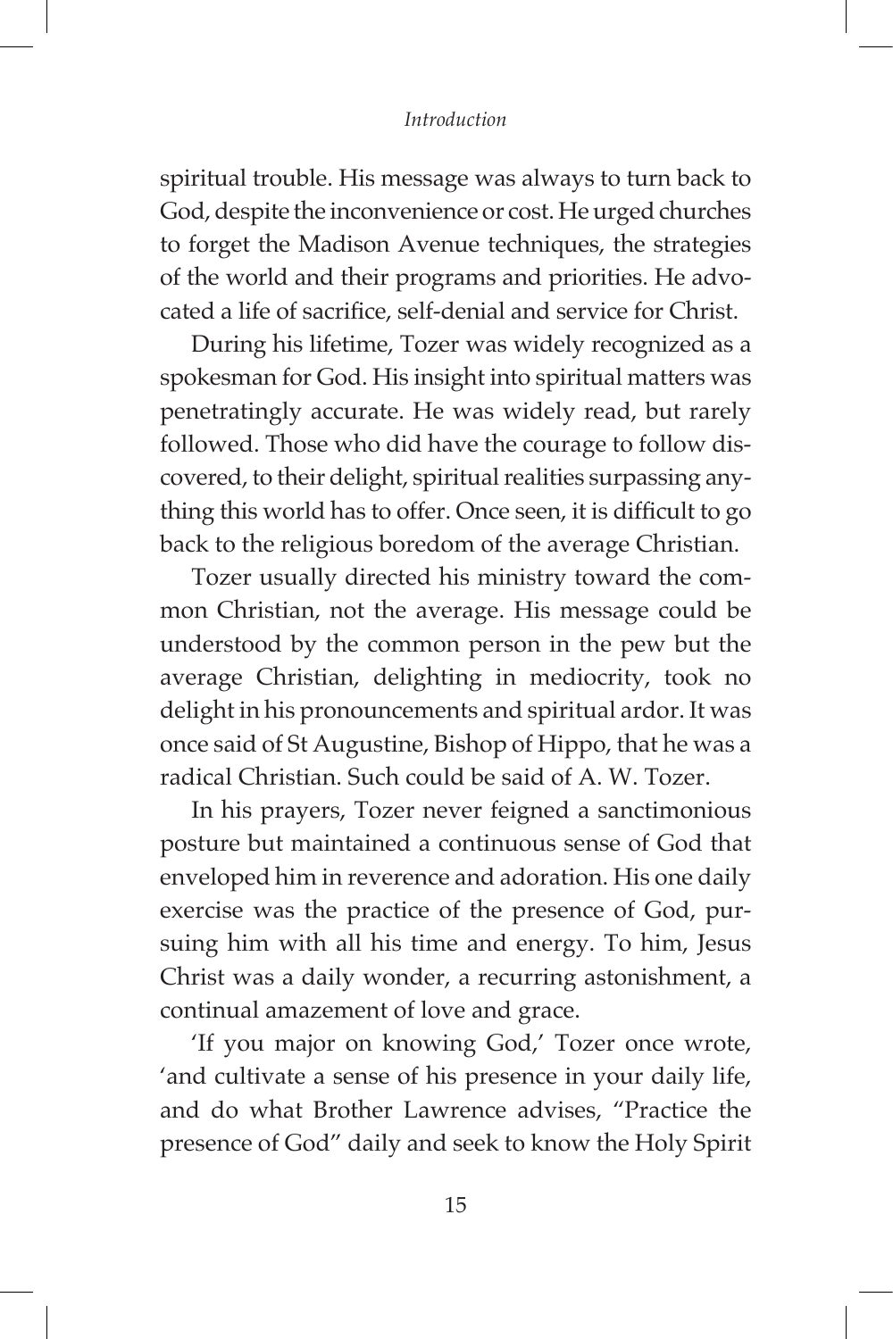spiritual trouble. His message was always to turn back to God, despite the inconvenience or cost. He urged churches to forget the Madison Avenue techniques, the strategies of the world and their programs and priorities. He advocated a life of sacrifice, self-denial and service for Christ.

During his lifetime, Tozer was widely recognized as a spokesman for God. His insight into spiritual matters was penetratingly accurate. He was widely read, but rarely followed. Those who did have the courage to follow discovered, to their delight, spiritual realities surpassing anything this world has to offer. Once seen, it is difficult to go back to the religious boredom of the average Christian.

Tozer usually directed his ministry toward the common Christian, not the average. His message could be understood by the common person in the pew but the average Christian, delighting in mediocrity, took no delight in his pronouncements and spiritual ardor. It was once said of St Augustine, Bishop of Hippo, that he was a radical Christian. Such could be said of A. W. Tozer.

In his prayers, Tozer never feigned a sanctimonious posture but maintained a continuous sense of God that enveloped him in reverence and adoration. His one daily exercise was the practice of the presence of God, pursuing him with all his time and energy. To him, Jesus Christ was a daily wonder, a recurring astonishment, a continual amazement of love and grace.

'If you major on knowing God,' Tozer once wrote, 'and cultivate a sense of his presence in your daily life, and do what Brother Lawrence advises, "Practice the presence of God" daily and seek to know the Holy Spirit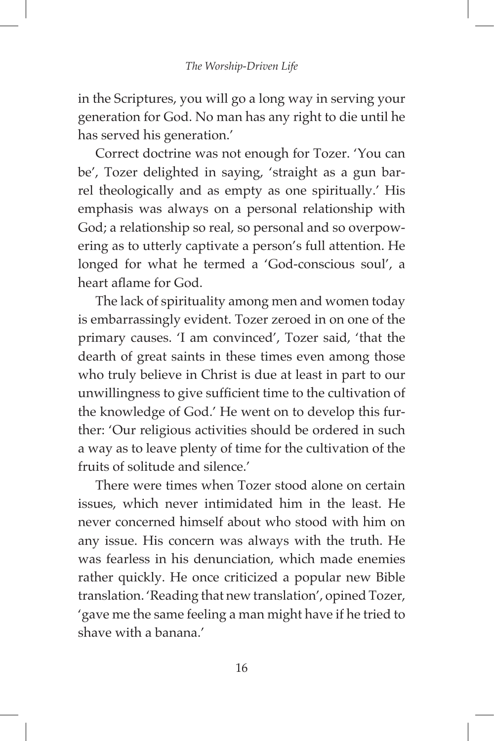in the Scriptures, you will go a long way in serving your generation for God. No man has any right to die until he has served his generation.'

Correct doctrine was not enough for Tozer. 'You can be', Tozer delighted in saying, 'straight as a gun barrel theologically and as empty as one spiritually.' His emphasis was always on a personal relationship with God; a relationship so real, so personal and so overpowering as to utterly captivate a person's full attention. He longed for what he termed a 'God-conscious soul', a heart aflame for God.

The lack of spirituality among men and women today is embarrassingly evident. Tozer zeroed in on one of the primary causes. 'I am convinced', Tozer said, 'that the dearth of great saints in these times even among those who truly believe in Christ is due at least in part to our unwillingness to give sufficient time to the cultivation of the knowledge of God.' He went on to develop this further: 'Our religious activities should be ordered in such a way as to leave plenty of time for the cultivation of the fruits of solitude and silence.'

There were times when Tozer stood alone on certain issues, which never intimidated him in the least. He never concerned himself about who stood with him on any issue. His concern was always with the truth. He was fearless in his denunciation, which made enemies rather quickly. He once criticized a popular new Bible translation. 'Reading that new translation', opined Tozer, 'gave me the same feeling a man might have if he tried to shave with a banana.'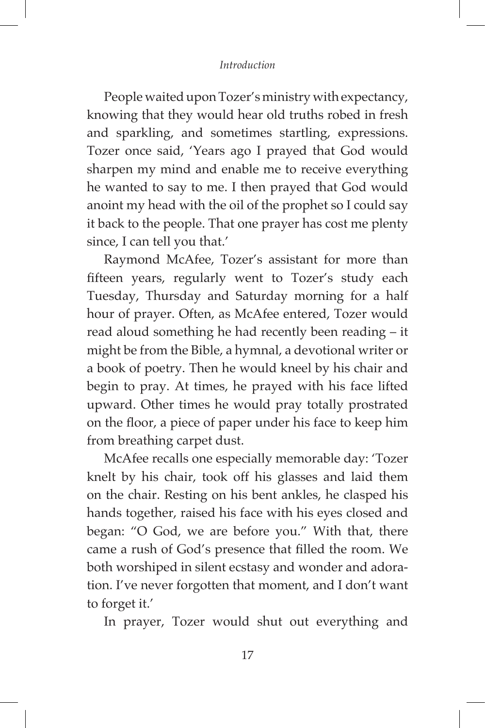People waited upon Tozer's ministry with expectancy, knowing that they would hear old truths robed in fresh and sparkling, and sometimes startling, expressions. Tozer once said, 'Years ago I prayed that God would sharpen my mind and enable me to receive everything he wanted to say to me. I then prayed that God would anoint my head with the oil of the prophet so I could say it back to the people. That one prayer has cost me plenty since, I can tell you that.'

Raymond McAfee, Tozer's assistant for more than fifteen years, regularly went to Tozer's study each Tuesday, Thursday and Saturday morning for a half hour of prayer. Often, as McAfee entered, Tozer would read aloud something he had recently been reading – it might be from the Bible, a hymnal, a devotional writer or a book of poetry. Then he would kneel by his chair and begin to pray. At times, he prayed with his face lifted upward. Other times he would pray totally prostrated on the floor, a piece of paper under his face to keep him from breathing carpet dust.

McAfee recalls one especially memorable day: 'Tozer knelt by his chair, took off his glasses and laid them on the chair. Resting on his bent ankles, he clasped his hands together, raised his face with his eyes closed and began: "O God, we are before you." With that, there came a rush of God's presence that filled the room. We both worshiped in silent ecstasy and wonder and adoration. I've never forgotten that moment, and I don't want to forget it.'

In prayer, Tozer would shut out everything and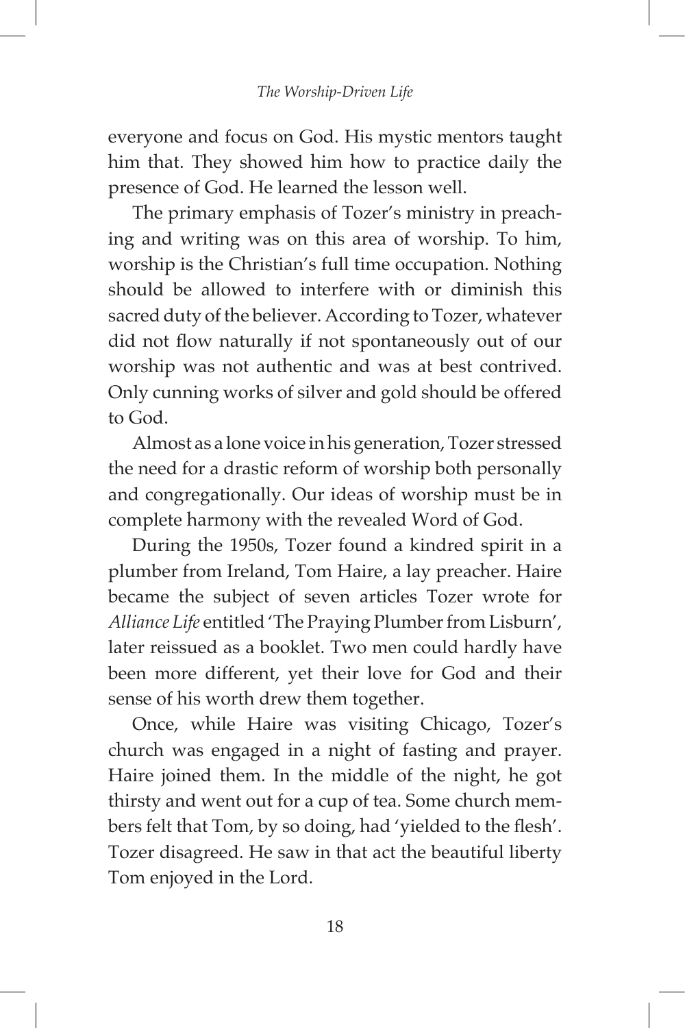everyone and focus on God. His mystic mentors taught him that. They showed him how to practice daily the presence of God. He learned the lesson well.

The primary emphasis of Tozer's ministry in preaching and writing was on this area of worship. To him, worship is the Christian's full time occupation. Nothing should be allowed to interfere with or diminish this sacred duty of the believer. According to Tozer, whatever did not flow naturally if not spontaneously out of our worship was not authentic and was at best contrived. Only cunning works of silver and gold should be offered to God.

Almost as a lone voice in his generation, Tozer stressed the need for a drastic reform of worship both personally and congregationally. Our ideas of worship must be in complete harmony with the revealed Word of God.

During the 1950s, Tozer found a kindred spirit in a plumber from Ireland, Tom Haire, a lay preacher. Haire became the subject of seven articles Tozer wrote for *Alliance Life* entitled 'The Praying Plumber from Lisburn', later reissued as a booklet. Two men could hardly have been more different, yet their love for God and their sense of his worth drew them together.

Once, while Haire was visiting Chicago, Tozer's church was engaged in a night of fasting and prayer. Haire joined them. In the middle of the night, he got thirsty and went out for a cup of tea. Some church members felt that Tom, by so doing, had 'yielded to the flesh'. Tozer disagreed. He saw in that act the beautiful liberty Tom enjoyed in the Lord.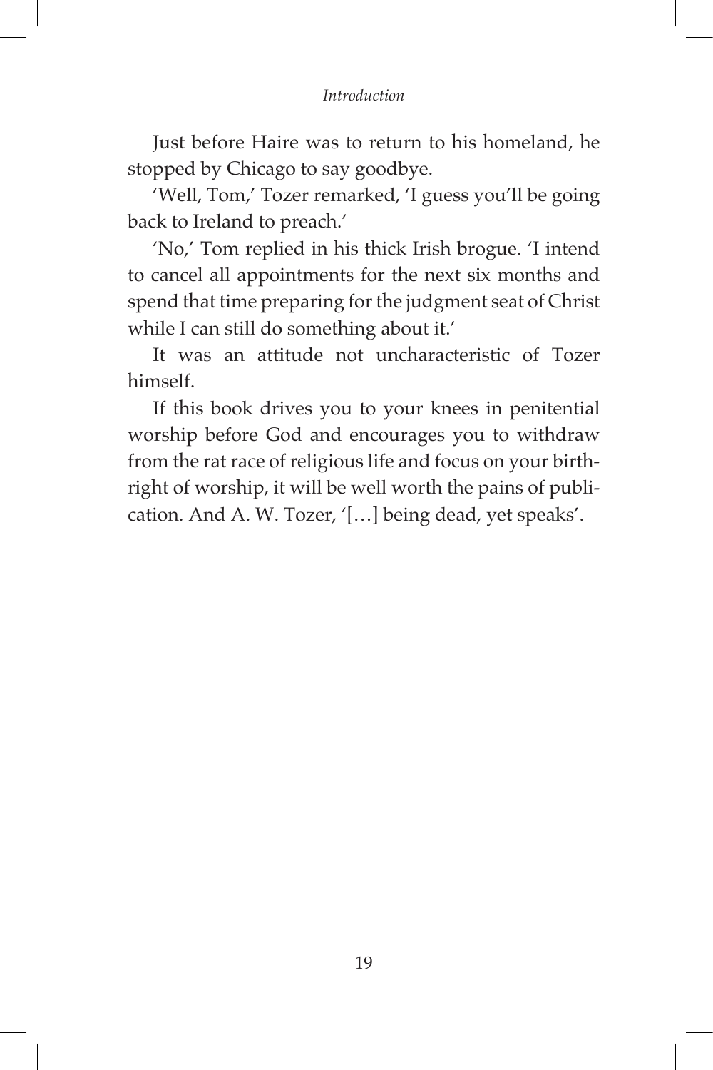Just before Haire was to return to his homeland, he stopped by Chicago to say goodbye.

'Well, Tom,' Tozer remarked, 'I guess you'll be going back to Ireland to preach.'

'No,' Tom replied in his thick Irish brogue. 'I intend to cancel all appointments for the next six months and spend that time preparing for the judgment seat of Christ while I can still do something about it.'

It was an attitude not uncharacteristic of Tozer himself.

If this book drives you to your knees in penitential worship before God and encourages you to withdraw from the rat race of religious life and focus on your birthright of worship, it will be well worth the pains of publication. And A. W. Tozer, '[…] being dead, yet speaks'.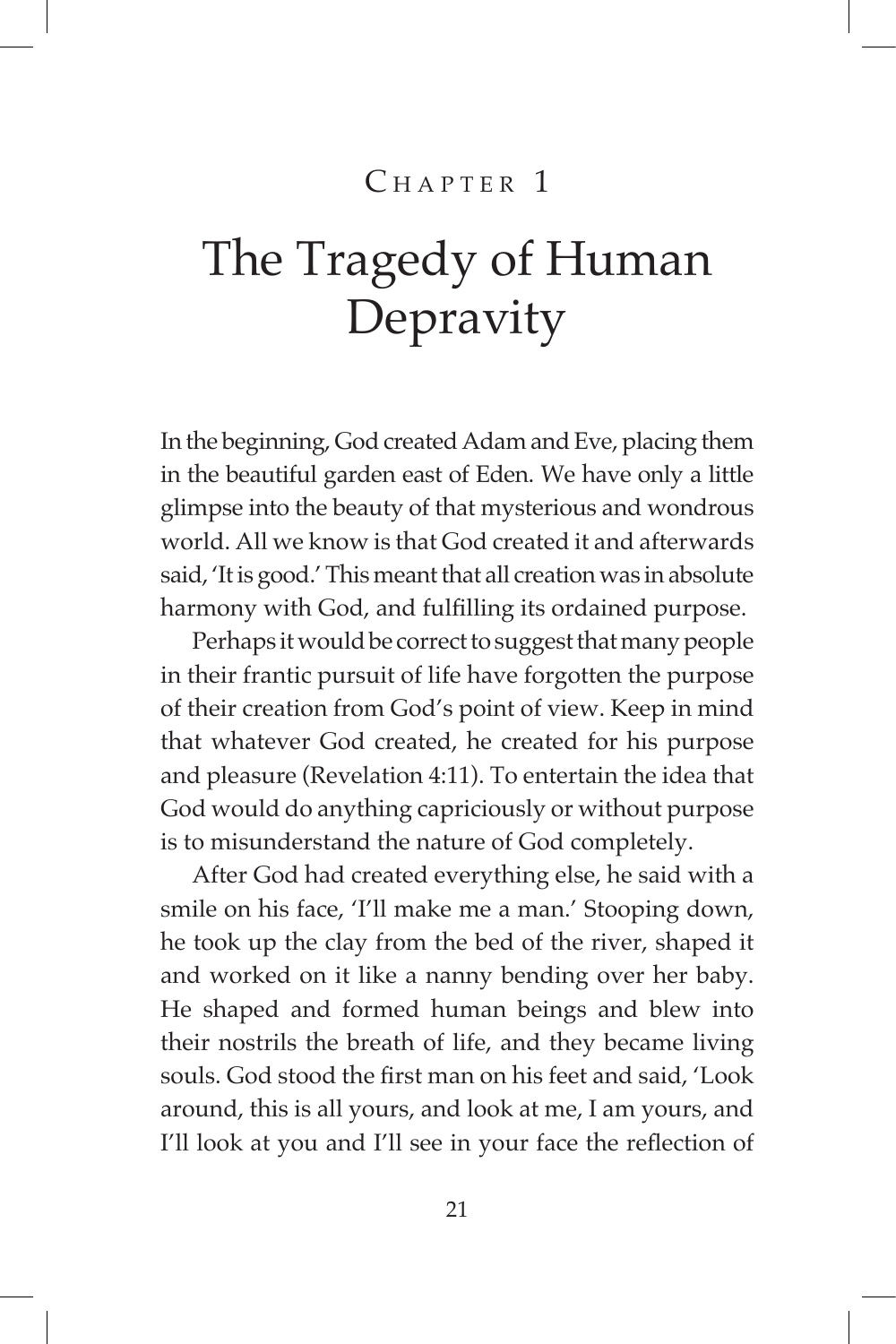# Chapter 1

# The Tragedy of Human Depravity

In the beginning, God created Adam and Eve, placing them in the beautiful garden east of Eden. We have only a little glimpse into the beauty of that mysterious and wondrous world. All we know is that God created it and afterwards said, 'It is good.' This meant that all creation was in absolute harmony with God, and fulfilling its ordained purpose.

Perhaps it would be correct to suggest that many people in their frantic pursuit of life have forgotten the purpose of their creation from God's point of view. Keep in mind that whatever God created, he created for his purpose and pleasure (Revelation 4:11). To entertain the idea that God would do anything capriciously or without purpose is to misunderstand the nature of God completely.

After God had created everything else, he said with a smile on his face, 'I'll make me a man.' Stooping down, he took up the clay from the bed of the river, shaped it and worked on it like a nanny bending over her baby. He shaped and formed human beings and blew into their nostrils the breath of life, and they became living souls. God stood the first man on his feet and said, 'Look around, this is all yours, and look at me, I am yours, and I'll look at you and I'll see in your face the reflection of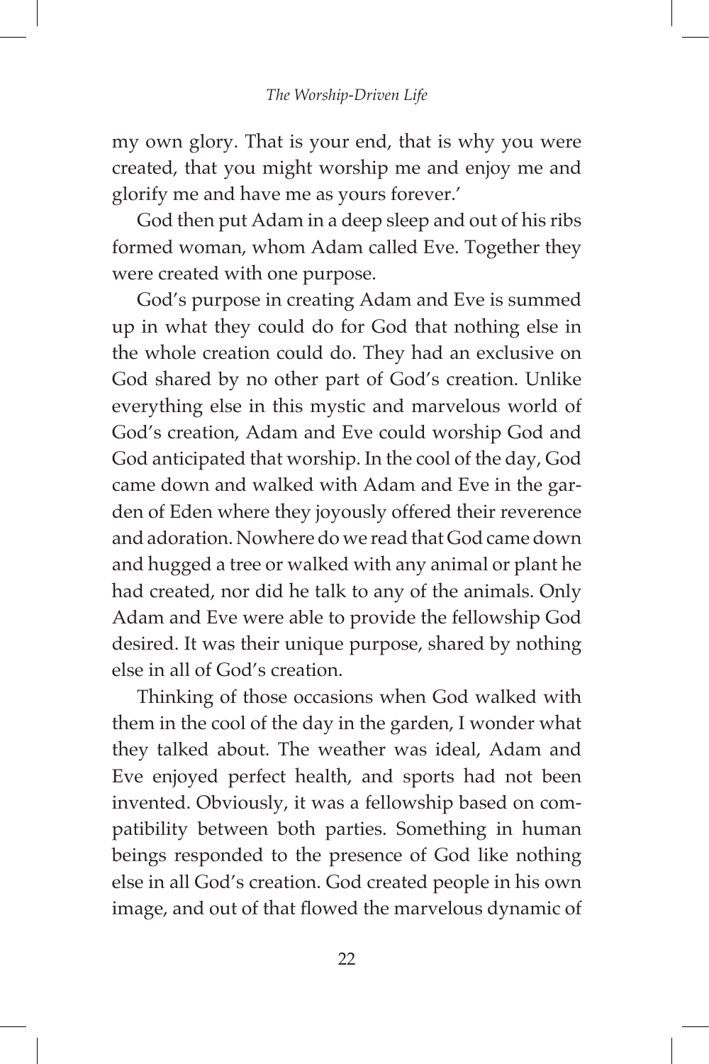my own glory. That is your end, that is why you were created, that you might worship me and enjoy me and glorify me and have me as yours forever.'

God then put Adam in a deep sleep and out of his ribs formed woman, whom Adam called Eve. Together they were created with one purpose.

God's purpose in creating Adam and Eve is summed up in what they could do for God that nothing else in the whole creation could do. They had an exclusive on God shared by no other part of God's creation. Unlike everything else in this mystic and marvelous world of God's creation, Adam and Eve could worship God and God anticipated that worship. In the cool of the day, God came down and walked with Adam and Eve in the garden of Eden where they joyously offered their reverence and adoration. Nowhere do we read that God came down and hugged a tree or walked with any animal or plant he had created, nor did he talk to any of the animals. Only Adam and Eve were able to provide the fellowship God desired. It was their unique purpose, shared by nothing else in all of God's creation.

Thinking of those occasions when God walked with them in the cool of the day in the garden, I wonder what they talked about. The weather was ideal, Adam and Eve enjoyed perfect health, and sports had not been invented. Obviously, it was a fellowship based on compatibility between both parties. Something in human beings responded to the presence of God like nothing else in all God's creation. God created people in his own image, and out of that flowed the marvelous dynamic of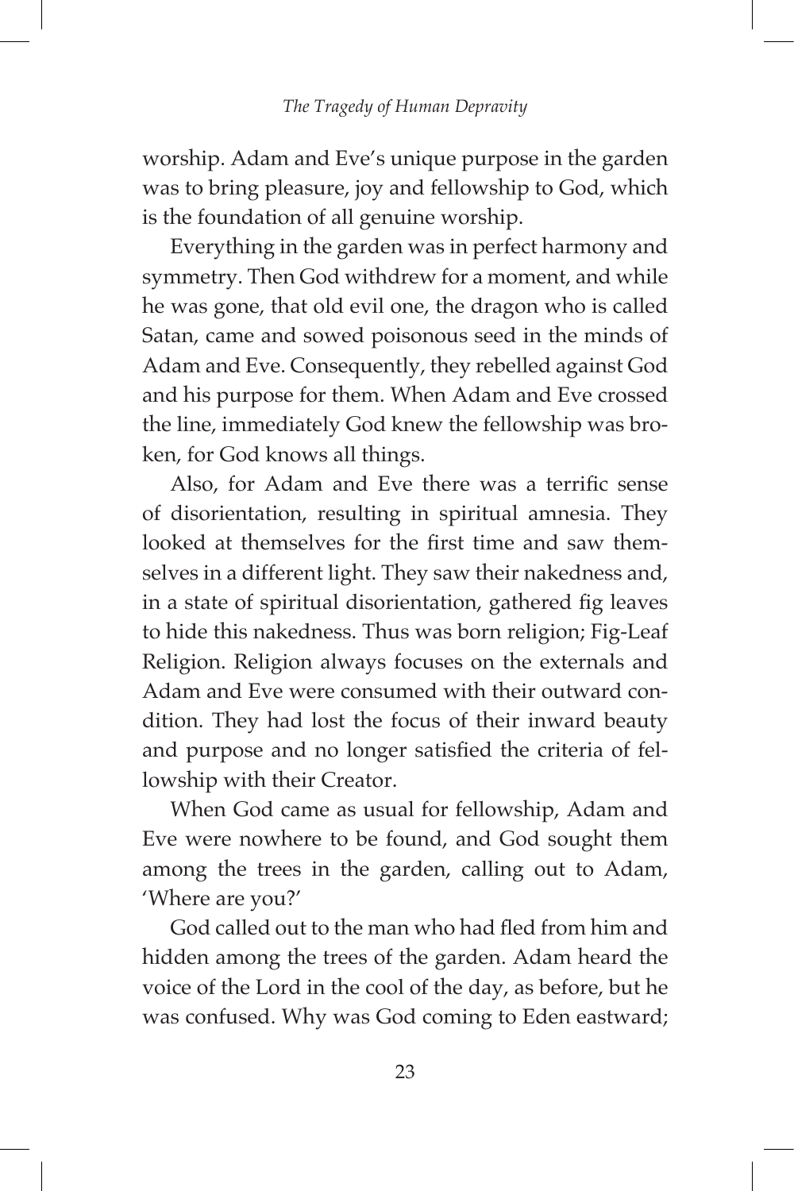worship. Adam and Eve's unique purpose in the garden was to bring pleasure, joy and fellowship to God, which is the foundation of all genuine worship.

Everything in the garden was in perfect harmony and symmetry. Then God withdrew for a moment, and while he was gone, that old evil one, the dragon who is called Satan, came and sowed poisonous seed in the minds of Adam and Eve. Consequently, they rebelled against God and his purpose for them. When Adam and Eve crossed the line, immediately God knew the fellowship was broken, for God knows all things.

Also, for Adam and Eve there was a terrific sense of disorientation, resulting in spiritual amnesia. They looked at themselves for the first time and saw themselves in a different light. They saw their nakedness and, in a state of spiritual disorientation, gathered fig leaves to hide this nakedness. Thus was born religion; Fig-Leaf Religion. Religion always focuses on the externals and Adam and Eve were consumed with their outward condition. They had lost the focus of their inward beauty and purpose and no longer satisfied the criteria of fellowship with their Creator.

When God came as usual for fellowship, Adam and Eve were nowhere to be found, and God sought them among the trees in the garden, calling out to Adam, 'Where are you?'

God called out to the man who had fled from him and hidden among the trees of the garden. Adam heard the voice of the Lord in the cool of the day, as before, but he was confused. Why was God coming to Eden eastward;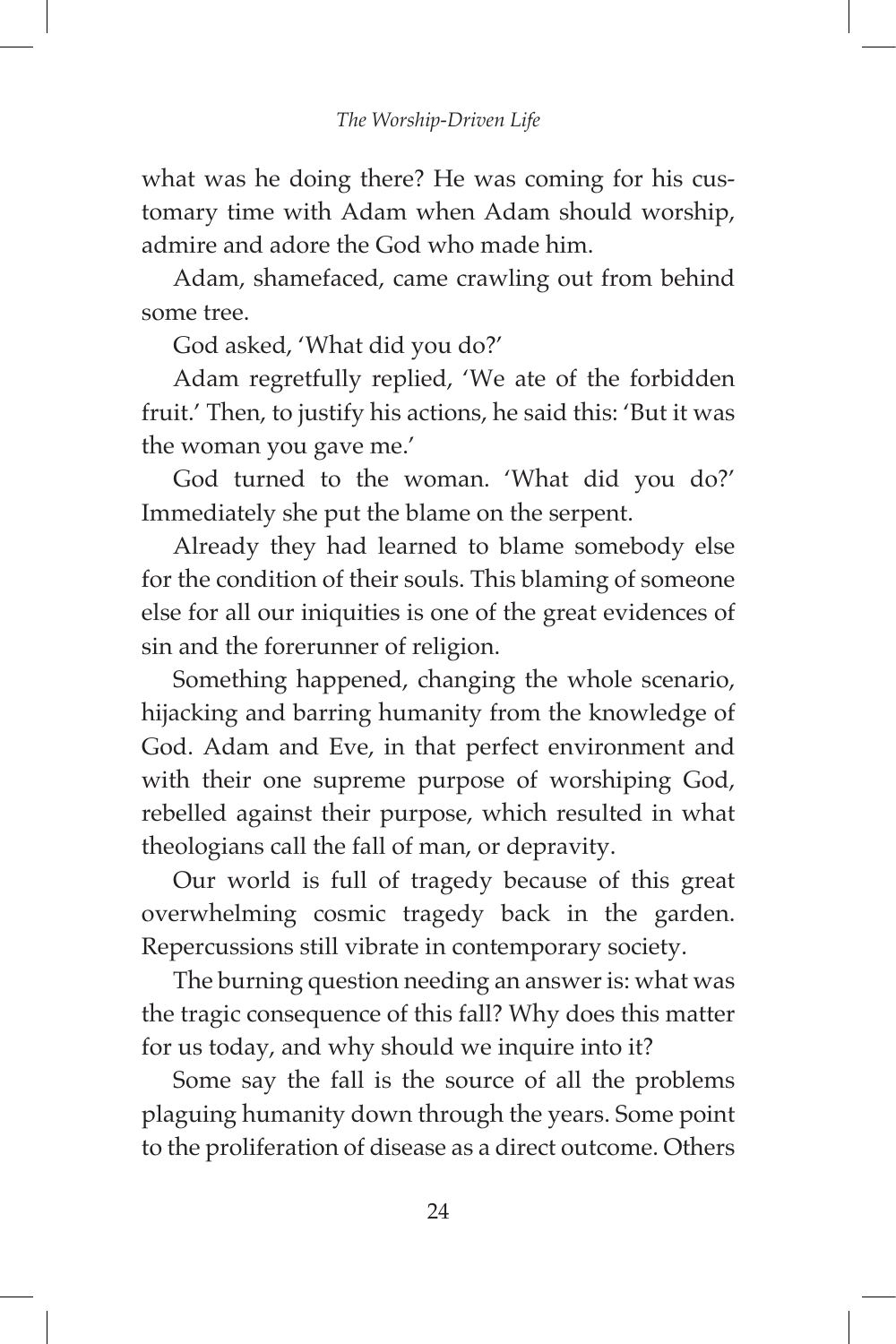what was he doing there? He was coming for his customary time with Adam when Adam should worship, admire and adore the God who made him.

Adam, shamefaced, came crawling out from behind some tree.

God asked, 'What did you do?'

Adam regretfully replied, 'We ate of the forbidden fruit.' Then, to justify his actions, he said this: 'But it was the woman you gave me.'

God turned to the woman. 'What did you do?' Immediately she put the blame on the serpent.

Already they had learned to blame somebody else for the condition of their souls. This blaming of someone else for all our iniquities is one of the great evidences of sin and the forerunner of religion.

Something happened, changing the whole scenario, hijacking and barring humanity from the knowledge of God. Adam and Eve, in that perfect environment and with their one supreme purpose of worshiping God, rebelled against their purpose, which resulted in what theologians call the fall of man, or depravity.

Our world is full of tragedy because of this great overwhelming cosmic tragedy back in the garden. Repercussions still vibrate in contemporary society.

The burning question needing an answer is: what was the tragic consequence of this fall? Why does this matter for us today, and why should we inquire into it?

Some say the fall is the source of all the problems plaguing humanity down through the years. Some point to the proliferation of disease as a direct outcome. Others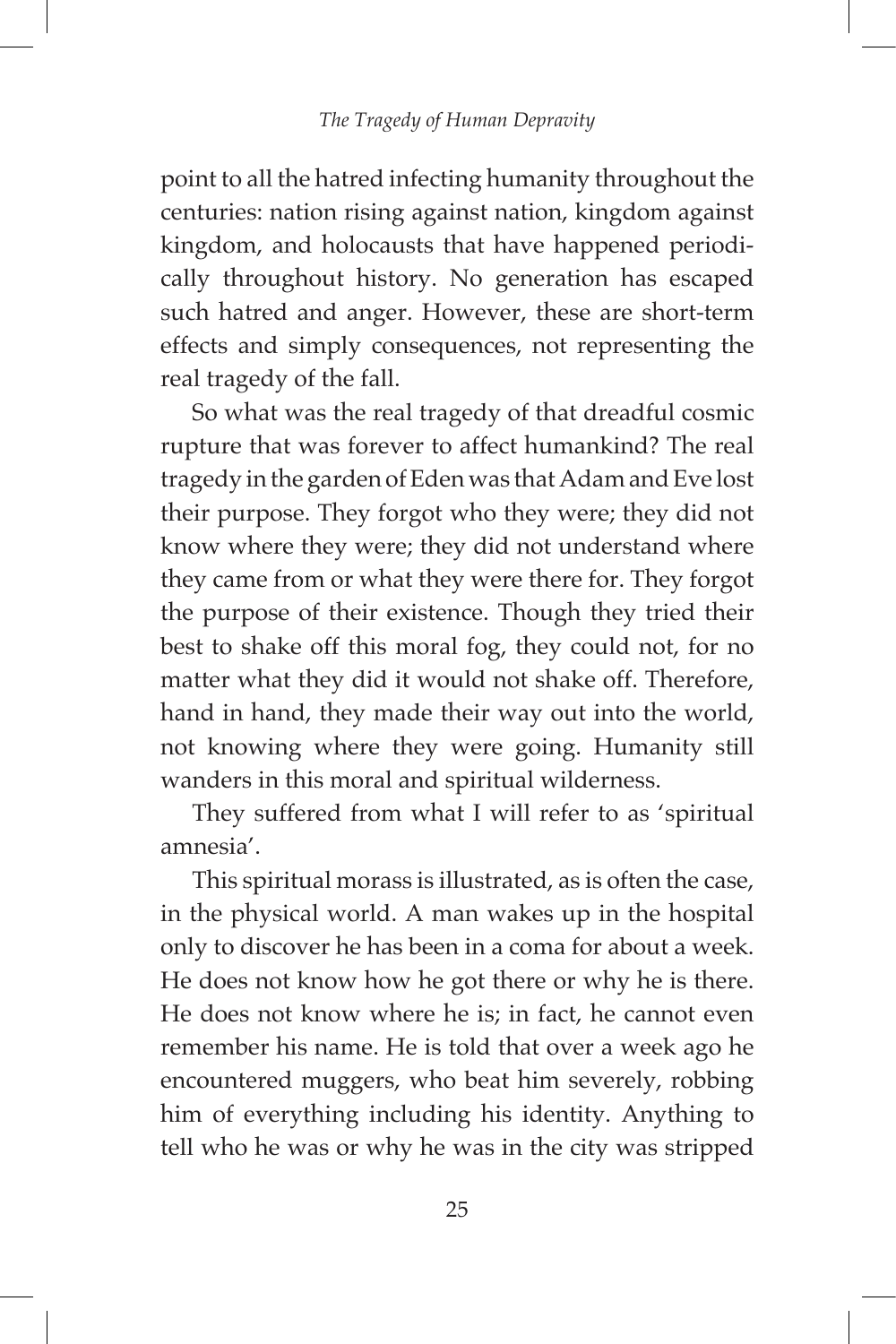point to all the hatred infecting humanity throughout the centuries: nation rising against nation, kingdom against kingdom, and holocausts that have happened periodically throughout history. No generation has escaped such hatred and anger. However, these are short-term effects and simply consequences, not representing the real tragedy of the fall.

So what was the real tragedy of that dreadful cosmic rupture that was forever to affect humankind? The real tragedy in the garden of Eden was that Adam and Eve lost their purpose. They forgot who they were; they did not know where they were; they did not understand where they came from or what they were there for. They forgot the purpose of their existence. Though they tried their best to shake off this moral fog, they could not, for no matter what they did it would not shake off. Therefore, hand in hand, they made their way out into the world, not knowing where they were going. Humanity still wanders in this moral and spiritual wilderness.

They suffered from what I will refer to as 'spiritual amnesia'.

This spiritual morass is illustrated, as is often the case, in the physical world. A man wakes up in the hospital only to discover he has been in a coma for about a week. He does not know how he got there or why he is there. He does not know where he is; in fact, he cannot even remember his name. He is told that over a week ago he encountered muggers, who beat him severely, robbing him of everything including his identity. Anything to tell who he was or why he was in the city was stripped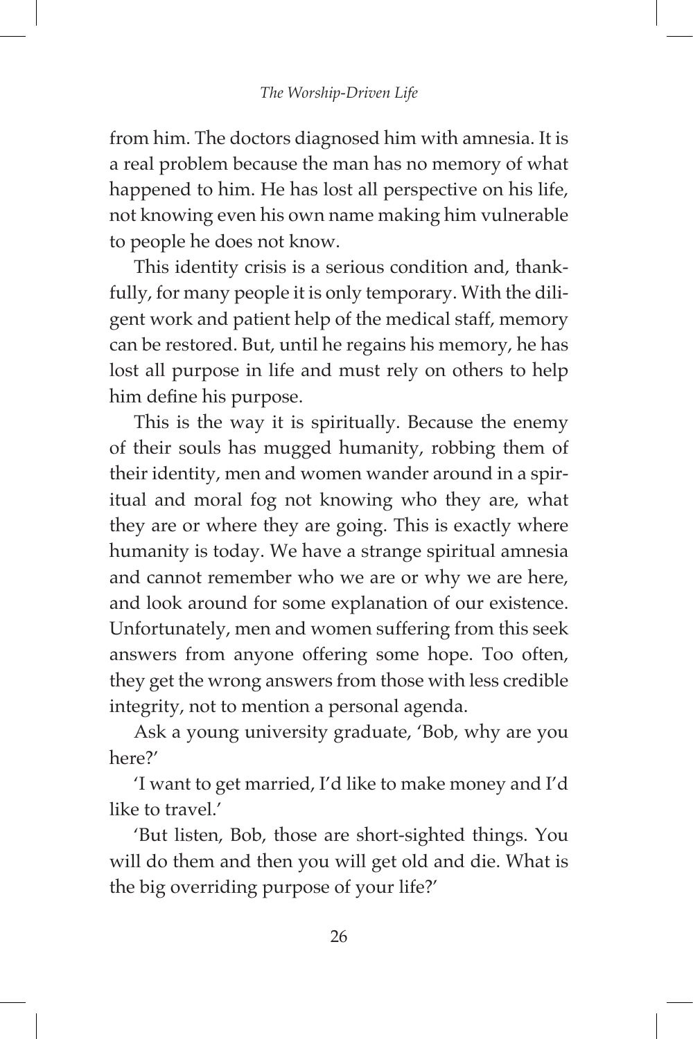from him. The doctors diagnosed him with amnesia. It is a real problem because the man has no memory of what happened to him. He has lost all perspective on his life, not knowing even his own name making him vulnerable to people he does not know.

This identity crisis is a serious condition and, thankfully, for many people it is only temporary. With the diligent work and patient help of the medical staff, memory can be restored. But, until he regains his memory, he has lost all purpose in life and must rely on others to help him define his purpose.

This is the way it is spiritually. Because the enemy of their souls has mugged humanity, robbing them of their identity, men and women wander around in a spiritual and moral fog not knowing who they are, what they are or where they are going. This is exactly where humanity is today. We have a strange spiritual amnesia and cannot remember who we are or why we are here, and look around for some explanation of our existence. Unfortunately, men and women suffering from this seek answers from anyone offering some hope. Too often, they get the wrong answers from those with less credible integrity, not to mention a personal agenda.

Ask a young university graduate, 'Bob, why are you here?'

'I want to get married, I'd like to make money and I'd like to travel.'

'But listen, Bob, those are short-sighted things. You will do them and then you will get old and die. What is the big overriding purpose of your life?'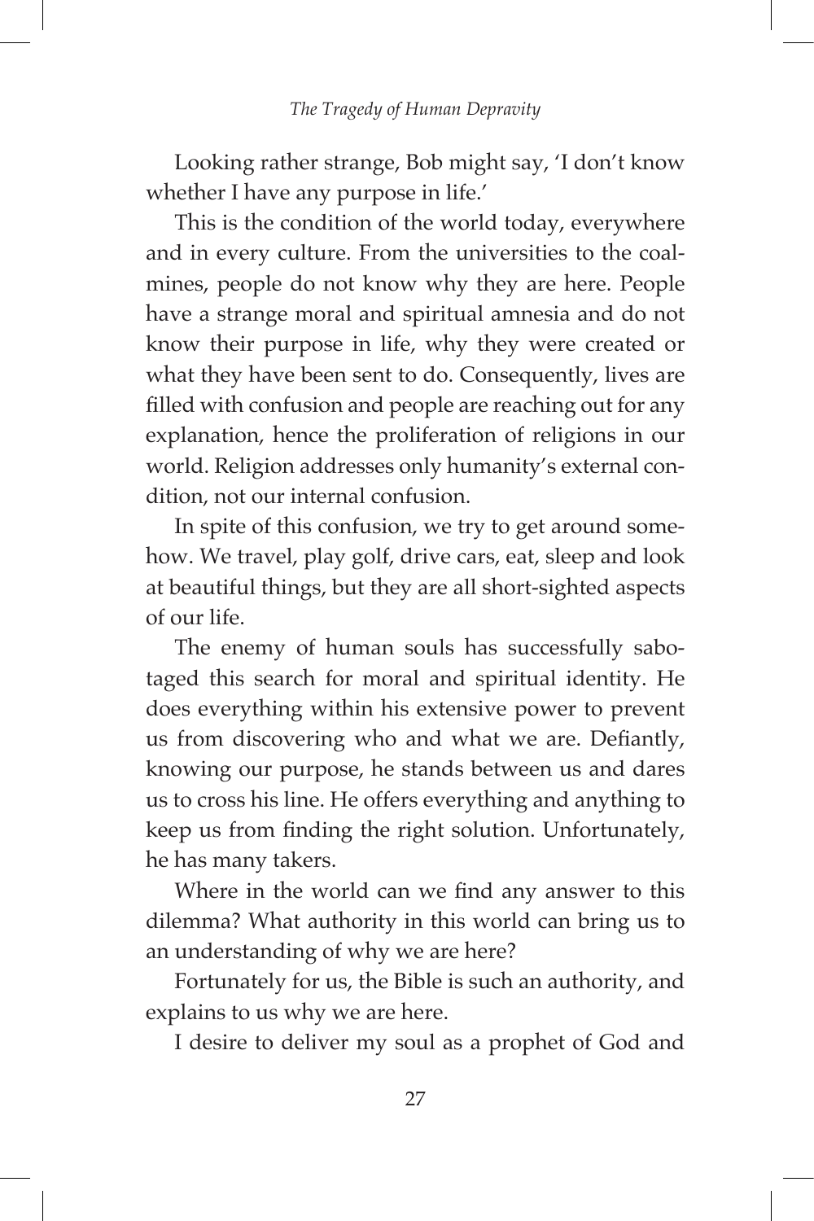Looking rather strange, Bob might say, 'I don't know whether I have any purpose in life.'

This is the condition of the world today, everywhere and in every culture. From the universities to the coal-mines, people do not know why they are here. People have a strange moral and spiritual amnesia and do not know their purpose in life, why they were created or what they have been sent to do. Consequently, lives are filled with confusion and people are reaching out for any explanation, hence the proliferation of religions in our world. Religion addresses only humanity's external condition, not our internal confusion.

In spite of this confusion, we try to get around somehow. We travel, play golf, drive cars, eat, sleep and look at beautiful things, but they are all short-sighted aspects of our life.

The enemy of human souls has successfully sabotaged this search for moral and spiritual identity. He does everything within his extensive power to prevent us from discovering who and what we are. Defiantly, knowing our purpose, he stands between us and dares us to cross his line. He offers everything and anything to keep us from finding the right solution. Unfortunately, he has many takers.

Where in the world can we find any answer to this dilemma? What authority in this world can bring us to an understanding of why we are here?

Fortunately for us, the Bible is such an authority, and explains to us why we are here.

I desire to deliver my soul as a prophet of God and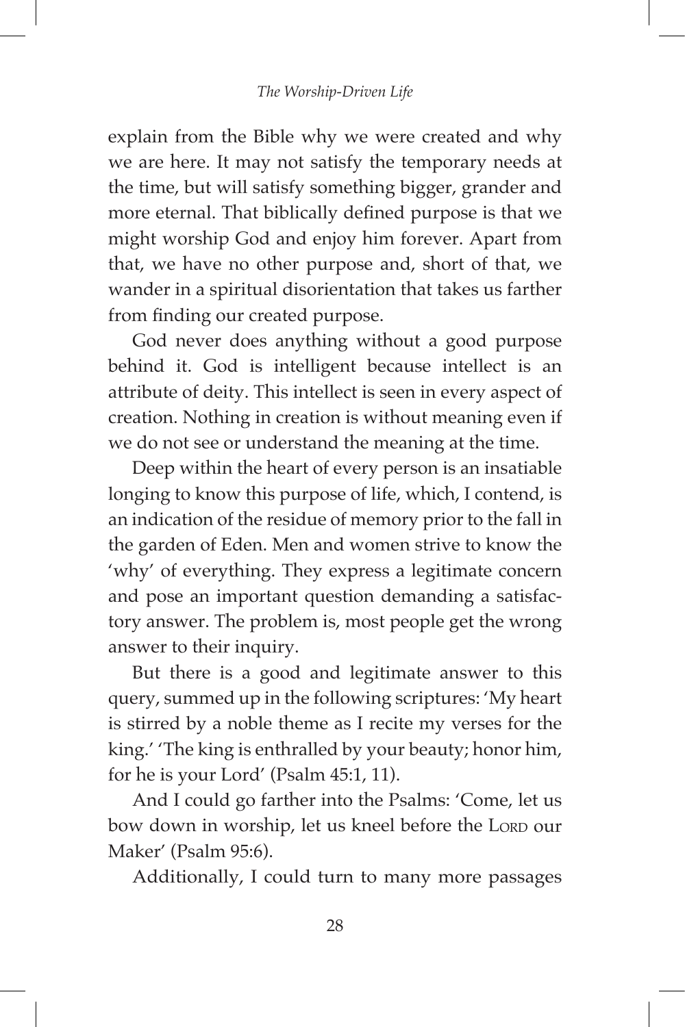explain from the Bible why we were created and why we are here. It may not satisfy the temporary needs at the time, but will satisfy something bigger, grander and more eternal. That biblically defined purpose is that we might worship God and enjoy him forever. Apart from that, we have no other purpose and, short of that, we wander in a spiritual disorientation that takes us farther from finding our created purpose.

God never does anything without a good purpose behind it. God is intelligent because intellect is an attribute of deity. This intellect is seen in every aspect of creation. Nothing in creation is without meaning even if we do not see or understand the meaning at the time.

Deep within the heart of every person is an insatiable longing to know this purpose of life, which, I contend, is an indication of the residue of memory prior to the fall in the garden of Eden. Men and women strive to know the 'why' of everything. They express a legitimate concern and pose an important question demanding a satisfactory answer. The problem is, most people get the wrong answer to their inquiry.

But there is a good and legitimate answer to this query, summed up in the following scriptures: 'My heart is stirred by a noble theme as I recite my verses for the king.' 'The king is enthralled by your beauty; honor him, for he is your Lord' (Psalm 45:1, 11).

And I could go farther into the Psalms: 'Come, let us bow down in worship, let us kneel before the LORD our Maker' (Psalm 95:6).

Additionally, I could turn to many more passages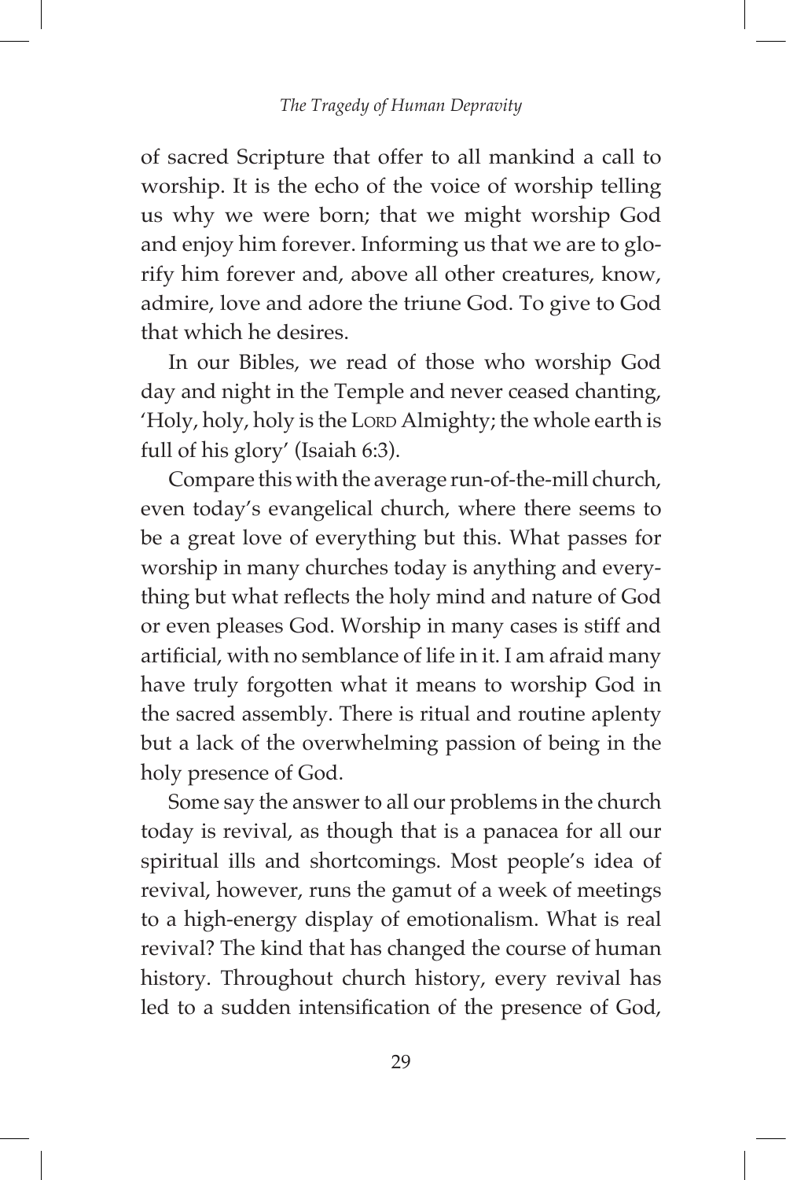of sacred Scripture that offer to all mankind a call to worship. It is the echo of the voice of worship telling us why we were born; that we might worship God and enjoy him forever. Informing us that we are to glorify him forever and, above all other creatures, know, admire, love and adore the triune God. To give to God that which he desires.

In our Bibles, we read of those who worship God day and night in the Temple and never ceased chanting, 'Holy, holy, holy is the LORD Almighty; the whole earth is full of his glory' (Isaiah 6:3).

Compare this with the average run-of-the-mill church, even today's evangelical church, where there seems to be a great love of everything but this. What passes for worship in many churches today is anything and everything but what reflects the holy mind and nature of God or even pleases God. Worship in many cases is stiff and artificial, with no semblance of life in it. I am afraid many have truly forgotten what it means to worship God in the sacred assembly. There is ritual and routine aplenty but a lack of the overwhelming passion of being in the holy presence of God.

Some say the answer to all our problems in the church today is revival, as though that is a panacea for all our spiritual ills and shortcomings. Most people's idea of revival, however, runs the gamut of a week of meetings to a high-energy display of emotionalism. What is real revival? The kind that has changed the course of human history. Throughout church history, every revival has led to a sudden intensification of the presence of God,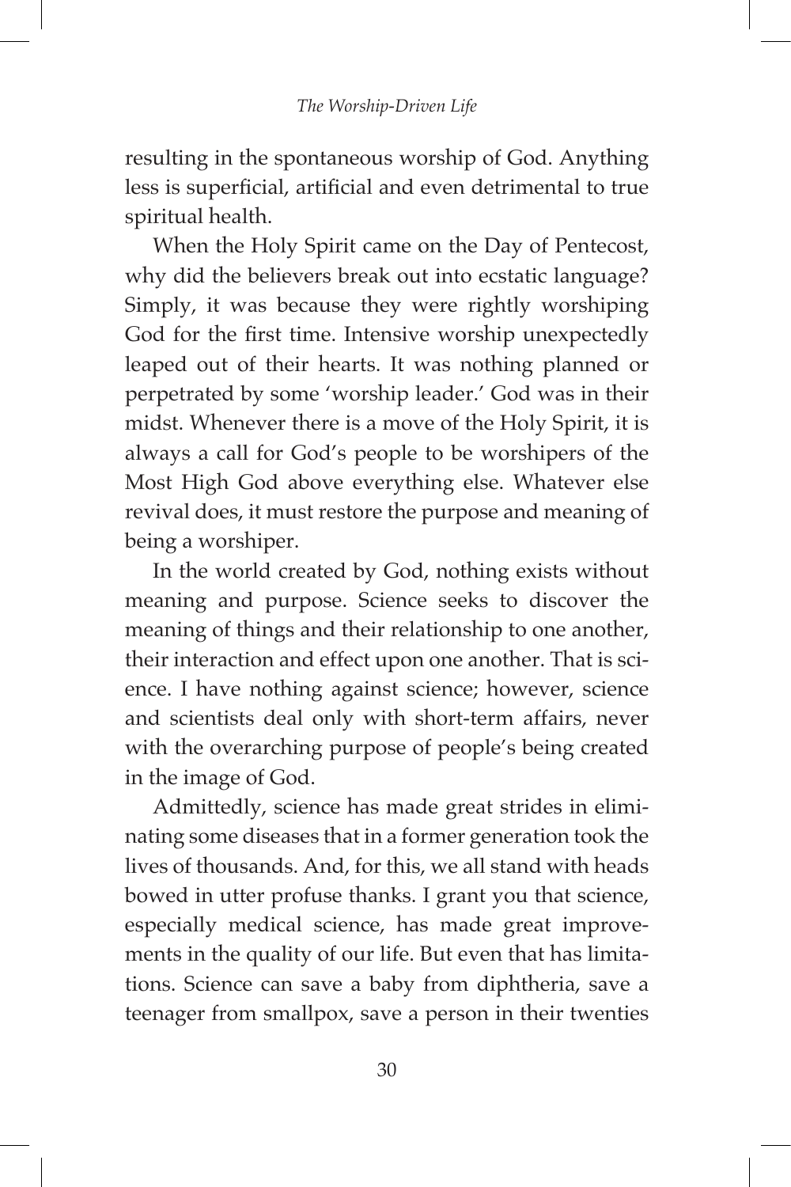resulting in the spontaneous worship of God. Anything less is superficial, artificial and even detrimental to true spiritual health.

When the Holy Spirit came on the Day of Pentecost, why did the believers break out into ecstatic language? Simply, it was because they were rightly worshiping God for the first time. Intensive worship unexpectedly leaped out of their hearts. It was nothing planned or perpetrated by some 'worship leader.' God was in their midst. Whenever there is a move of the Holy Spirit, it is always a call for God's people to be worshipers of the Most High God above everything else. Whatever else revival does, it must restore the purpose and meaning of being a worshiper.

In the world created by God, nothing exists without meaning and purpose. Science seeks to discover the meaning of things and their relationship to one another, their interaction and effect upon one another. That is science. I have nothing against science; however, science and scientists deal only with short-term affairs, never with the overarching purpose of people's being created in the image of God.

Admittedly, science has made great strides in eliminating some diseases that in a former generation took the lives of thousands. And, for this, we all stand with heads bowed in utter profuse thanks. I grant you that science, especially medical science, has made great improvements in the quality of our life. But even that has limitations. Science can save a baby from diphtheria, save a teenager from smallpox, save a person in their twenties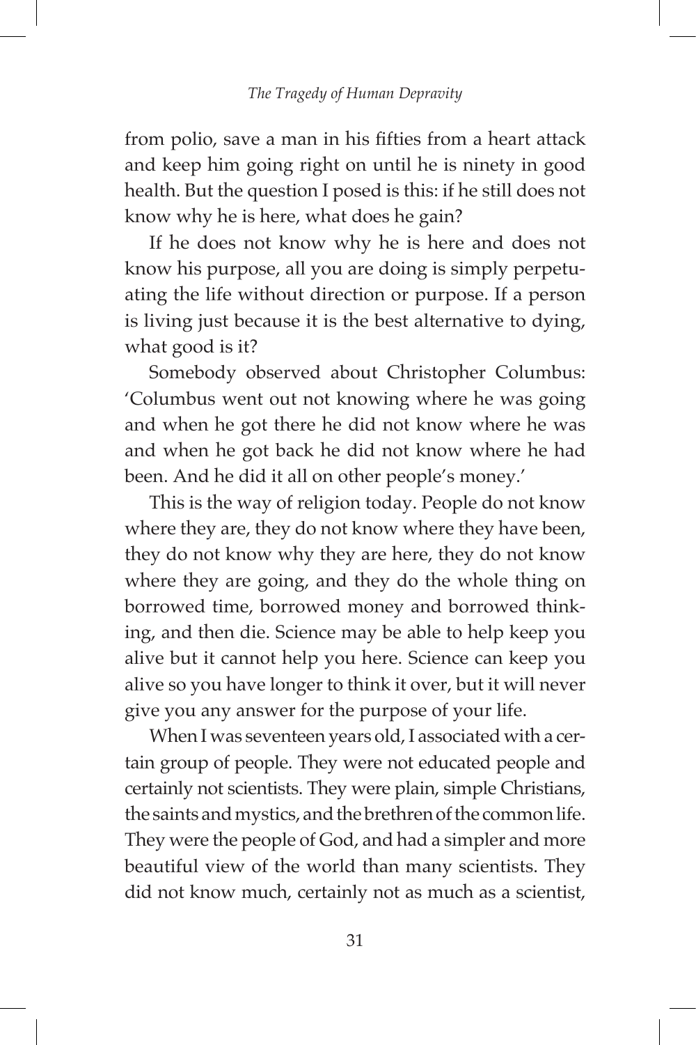from polio, save a man in his fifties from a heart attack and keep him going right on until he is ninety in good health. But the question I posed is this: if he still does not know why he is here, what does he gain?

If he does not know why he is here and does not know his purpose, all you are doing is simply perpetuating the life without direction or purpose. If a person is living just because it is the best alternative to dying, what good is it?

Somebody observed about Christopher Columbus: 'Columbus went out not knowing where he was going and when he got there he did not know where he was and when he got back he did not know where he had been. And he did it all on other people's money.'

This is the way of religion today. People do not know where they are, they do not know where they have been, they do not know why they are here, they do not know where they are going, and they do the whole thing on borrowed time, borrowed money and borrowed thinking, and then die. Science may be able to help keep you alive but it cannot help you here. Science can keep you alive so you have longer to think it over, but it will never give you any answer for the purpose of your life.

When I was seventeen years old, I associated with a certain group of people. They were not educated people and certainly not scientists. They were plain, simple Christians, the saints and mystics, and the brethren of the common life. They were the people of God, and had a simpler and more beautiful view of the world than many scientists. They did not know much, certainly not as much as a scientist,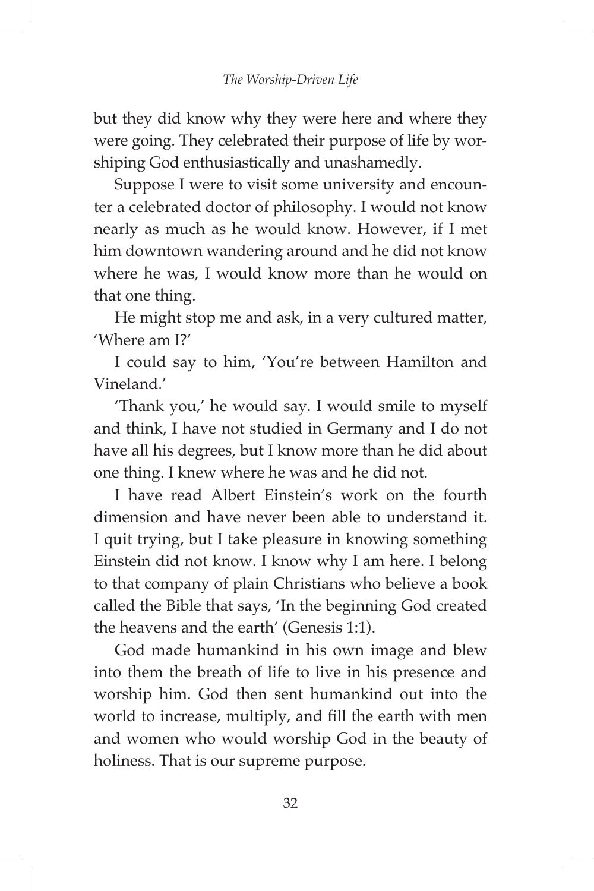but they did know why they were here and where they were going. They celebrated their purpose of life by worshiping God enthusiastically and unashamedly.

Suppose I were to visit some university and encounter a celebrated doctor of philosophy. I would not know nearly as much as he would know. However, if I met him downtown wandering around and he did not know where he was, I would know more than he would on that one thing.

He might stop me and ask, in a very cultured matter, 'Where am I?'

I could say to him, 'You're between Hamilton and Vineland.'

'Thank you,' he would say. I would smile to myself and think, I have not studied in Germany and I do not have all his degrees, but I know more than he did about one thing. I knew where he was and he did not.

I have read Albert Einstein's work on the fourth dimension and have never been able to understand it. I quit trying, but I take pleasure in knowing something Einstein did not know. I know why I am here. I belong to that company of plain Christians who believe a book called the Bible that says, 'In the beginning God created the heavens and the earth' (Genesis 1:1).

God made humankind in his own image and blew into them the breath of life to live in his presence and worship him. God then sent humankind out into the world to increase, multiply, and fill the earth with men and women who would worship God in the beauty of holiness. That is our supreme purpose.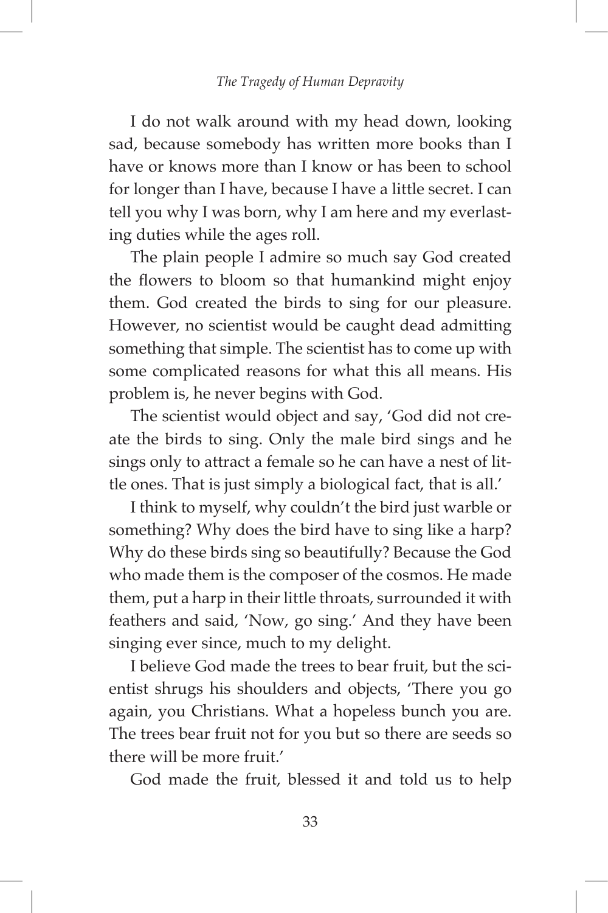I do not walk around with my head down, looking sad, because somebody has written more books than I have or knows more than I know or has been to school for longer than I have, because I have a little secret. I can tell you why I was born, why I am here and my everlasting duties while the ages roll.

The plain people I admire so much say God created the flowers to bloom so that humankind might enjoy them. God created the birds to sing for our pleasure. However, no scientist would be caught dead admitting something that simple. The scientist has to come up with some complicated reasons for what this all means. His problem is, he never begins with God.

The scientist would object and say, 'God did not create the birds to sing. Only the male bird sings and he sings only to attract a female so he can have a nest of little ones. That is just simply a biological fact, that is all.'

I think to myself, why couldn't the bird just warble or something? Why does the bird have to sing like a harp? Why do these birds sing so beautifully? Because the God who made them is the composer of the cosmos. He made them, put a harp in their little throats, surrounded it with feathers and said, 'Now, go sing.' And they have been singing ever since, much to my delight.

I believe God made the trees to bear fruit, but the scientist shrugs his shoulders and objects, 'There you go again, you Christians. What a hopeless bunch you are. The trees bear fruit not for you but so there are seeds so there will be more fruit.'

God made the fruit, blessed it and told us to help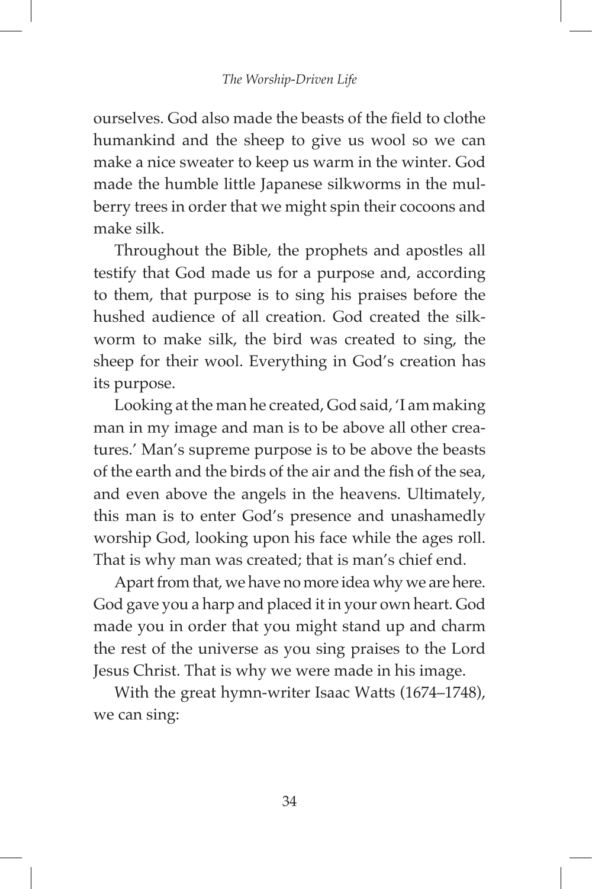ourselves. God also made the beasts of the field to clothe humankind and the sheep to give us wool so we can make a nice sweater to keep us warm in the winter. God made the humble little Japanese silkworms in the mulberry trees in order that we might spin their cocoons and make silk.

Throughout the Bible, the prophets and apostles all testify that God made us for a purpose and, according to them, that purpose is to sing his praises before the hushed audience of all creation. God created the silkworm to make silk, the bird was created to sing, the sheep for their wool. Everything in God's creation has its purpose.

Looking at the man he created, God said, 'I am making man in my image and man is to be above all other creatures.' Man's supreme purpose is to be above the beasts of the earth and the birds of the air and the fish of the sea, and even above the angels in the heavens. Ultimately, this man is to enter God's presence and unashamedly worship God, looking upon his face while the ages roll. That is why man was created; that is man's chief end.

Apart from that, we have no more idea why we are here. God gave you a harp and placed it in your own heart. God made you in order that you might stand up and charm the rest of the universe as you sing praises to the Lord Jesus Christ. That is why we were made in his image.

With the great hymn-writer Isaac Watts (1674–1748), we can sing: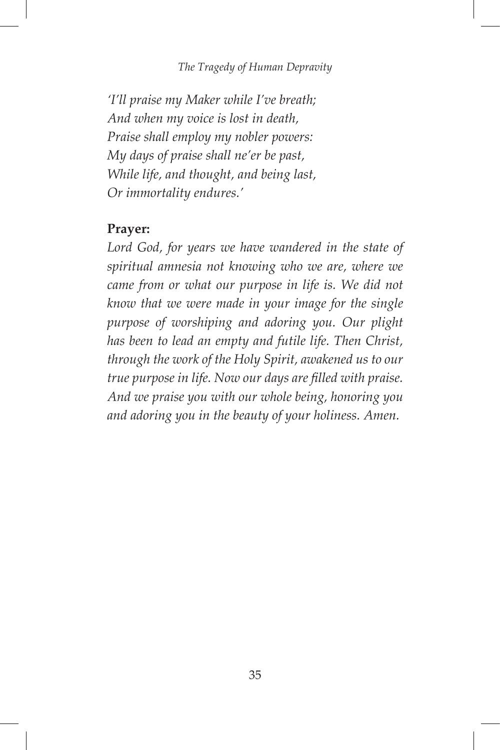*'I'll praise my Maker while I've breath;*
*And when my voice is lost in death,*
*Praise shall employ my nobler powers:*
*My days of praise shall ne'er be past,*
*While life, and thought, and being last,*
*Or immortality endures.'*

**Prayer:**

*Lord God, for years we have wandered in the state of spiritual amnesia not knowing who we are, where we came from or what our purpose in life is. We did not know that we were made in your image for the single purpose of worshiping and adoring you. Our plight has been to lead an empty and futile life. Then Christ, through the work of the Holy Spirit, awakened us to our true purpose in life. Now our days are filled with praise. And we praise you with our whole being, honoring you and adoring you in the beauty of your holiness. Amen.*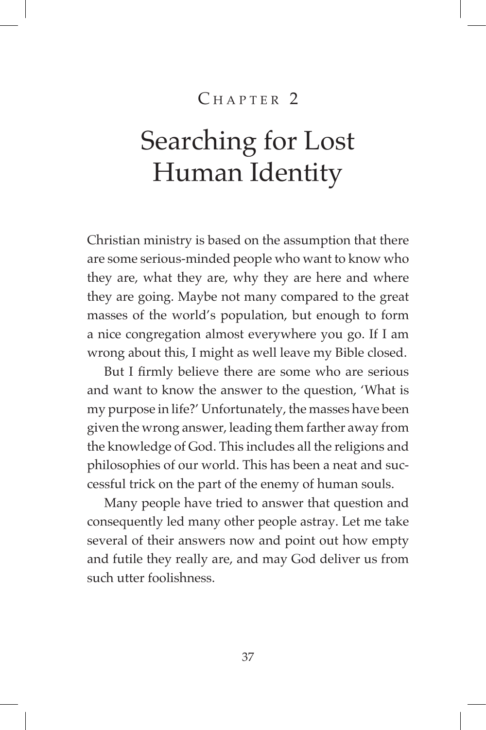# Chapter 2

# Searching for Lost Human Identity

Christian ministry is based on the assumption that there are some serious-minded people who want to know who they are, what they are, why they are here and where they are going. Maybe not many compared to the great masses of the world's population, but enough to form a nice congregation almost everywhere you go. If I am wrong about this, I might as well leave my Bible closed.

But I firmly believe there are some who are serious and want to know the answer to the question, 'What is my purpose in life?' Unfortunately, the masses have been given the wrong answer, leading them farther away from the knowledge of God. This includes all the religions and philosophies of our world. This has been a neat and successful trick on the part of the enemy of human souls.

Many people have tried to answer that question and consequently led many other people astray. Let me take several of their answers now and point out how empty and futile they really are, and may God deliver us from such utter foolishness.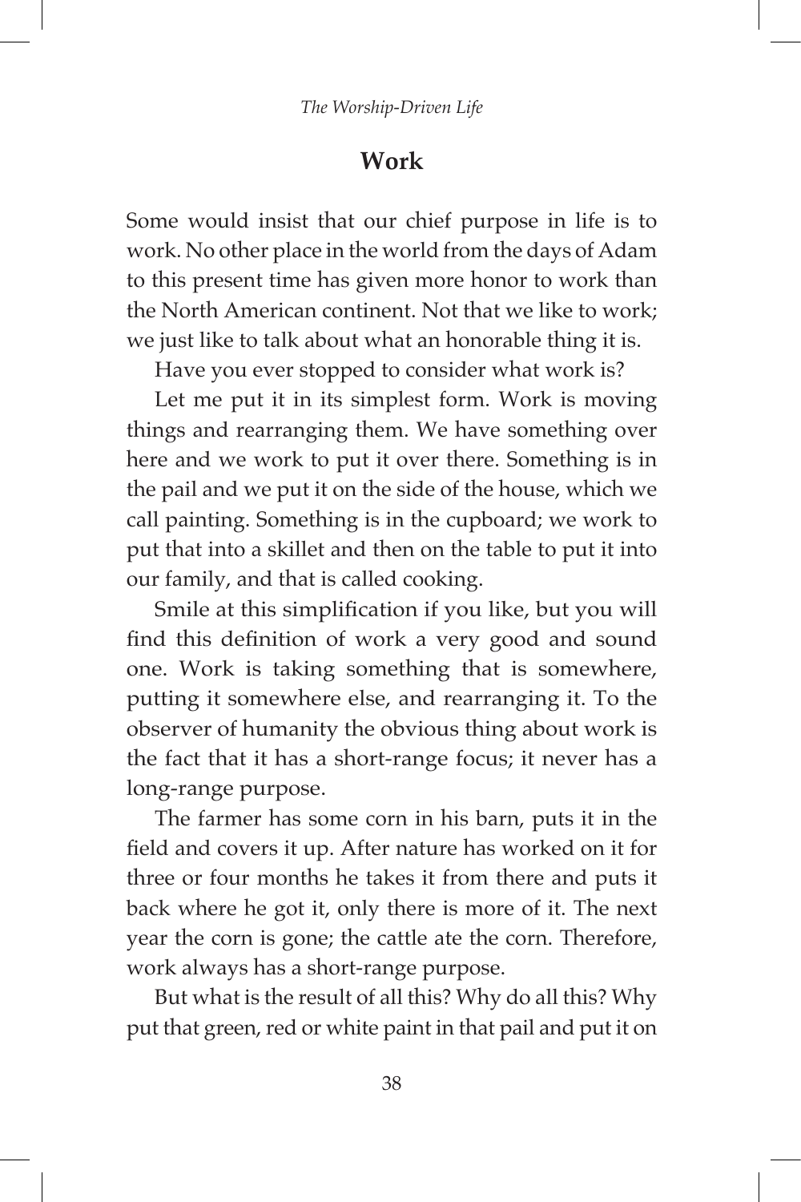## Work

Some would insist that our chief purpose in life is to work. No other place in the world from the days of Adam to this present time has given more honor to work than the North American continent. Not that we like to work; we just like to talk about what an honorable thing it is.

Have you ever stopped to consider what work is?

Let me put it in its simplest form. Work is moving things and rearranging them. We have something over here and we work to put it over there. Something is in the pail and we put it on the side of the house, which we call painting. Something is in the cupboard; we work to put that into a skillet and then on the table to put it into our family, and that is called cooking.

Smile at this simplification if you like, but you will find this definition of work a very good and sound one. Work is taking something that is somewhere, putting it somewhere else, and rearranging it. To the observer of humanity the obvious thing about work is the fact that it has a short-range focus; it never has a long-range purpose.

The farmer has some corn in his barn, puts it in the field and covers it up. After nature has worked on it for three or four months he takes it from there and puts it back where he got it, only there is more of it. The next year the corn is gone; the cattle ate the corn. Therefore, work always has a short-range purpose.

But what is the result of all this? Why do all this? Why put that green, red or white paint in that pail and put it on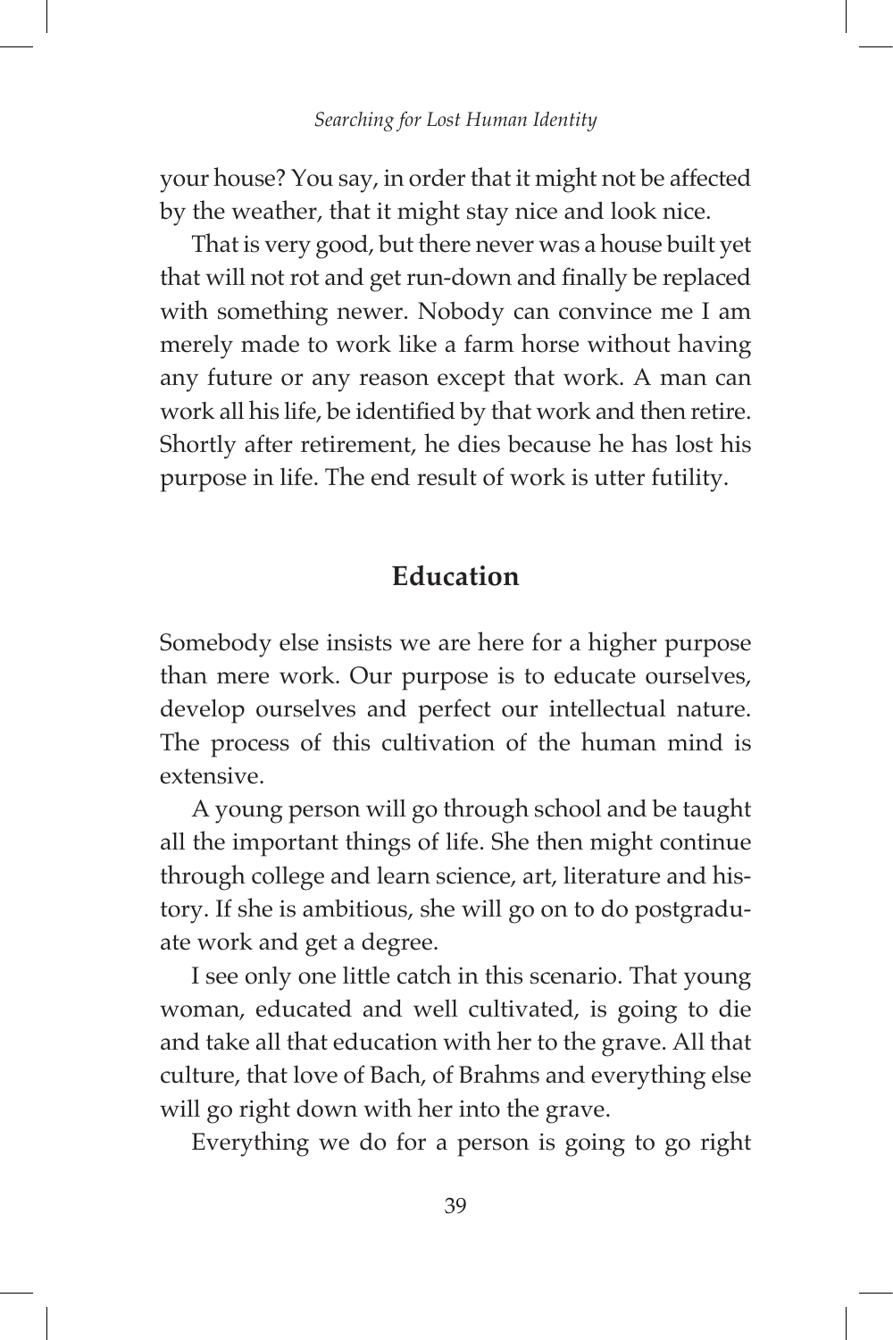your house? You say, in order that it might not be affected by the weather, that it might stay nice and look nice.

That is very good, but there never was a house built yet that will not rot and get run-down and finally be replaced with something newer. Nobody can convince me I am merely made to work like a farm horse without having any future or any reason except that work. A man can work all his life, be identified by that work and then retire. Shortly after retirement, he dies because he has lost his purpose in life. The end result of work is utter futility.

## Education

Somebody else insists we are here for a higher purpose than mere work. Our purpose is to educate ourselves, develop ourselves and perfect our intellectual nature. The process of this cultivation of the human mind is extensive.

A young person will go through school and be taught all the important things of life. She then might continue through college and learn science, art, literature and history. If she is ambitious, she will go on to do postgraduate work and get a degree.

I see only one little catch in this scenario. That young woman, educated and well cultivated, is going to die and take all that education with her to the grave. All that culture, that love of Bach, of Brahms and everything else will go right down with her into the grave.

Everything we do for a person is going to go right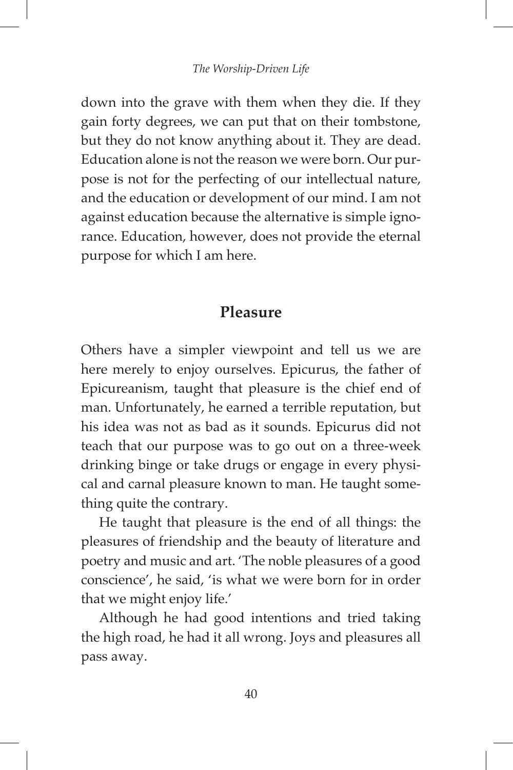down into the grave with them when they die. If they gain forty degrees, we can put that on their tombstone, but they do not know anything about it. They are dead. Education alone is not the reason we were born. Our purpose is not for the perfecting of our intellectual nature, and the education or development of our mind. I am not against education because the alternative is simple ignorance. Education, however, does not provide the eternal purpose for which I am here.

## Pleasure

Others have a simpler viewpoint and tell us we are here merely to enjoy ourselves. Epicurus, the father of Epicureanism, taught that pleasure is the chief end of man. Unfortunately, he earned a terrible reputation, but his idea was not as bad as it sounds. Epicurus did not teach that our purpose was to go out on a three-week drinking binge or take drugs or engage in every physical and carnal pleasure known to man. He taught something quite the contrary.

He taught that pleasure is the end of all things: the pleasures of friendship and the beauty of literature and poetry and music and art. 'The noble pleasures of a good conscience', he said, 'is what we were born for in order that we might enjoy life.'

Although he had good intentions and tried taking the high road, he had it all wrong. Joys and pleasures all pass away.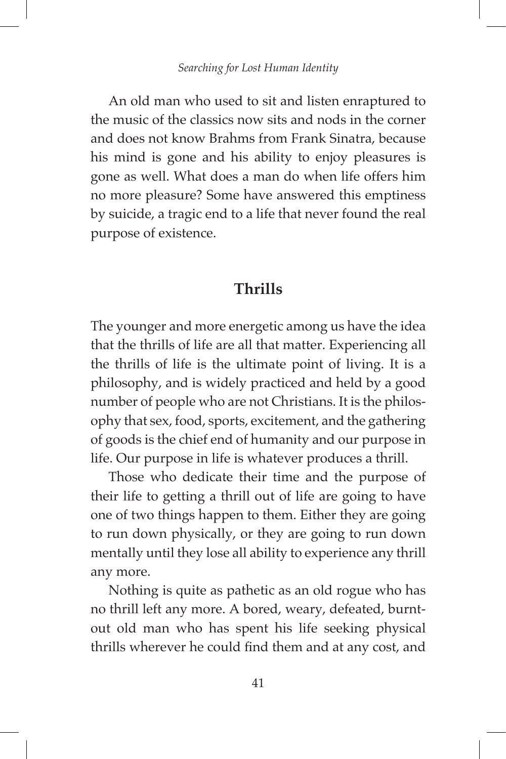An old man who used to sit and listen enraptured to the music of the classics now sits and nods in the corner and does not know Brahms from Frank Sinatra, because his mind is gone and his ability to enjoy pleasures is gone as well. What does a man do when life offers him no more pleasure? Some have answered this emptiness by suicide, a tragic end to a life that never found the real purpose of existence.

## Thrills

The younger and more energetic among us have the idea that the thrills of life are all that matter. Experiencing all the thrills of life is the ultimate point of living. It is a philosophy, and is widely practiced and held by a good number of people who are not Christians. It is the philosophy that sex, food, sports, excitement, and the gathering of goods is the chief end of humanity and our purpose in life. Our purpose in life is whatever produces a thrill.

Those who dedicate their time and the purpose of their life to getting a thrill out of life are going to have one of two things happen to them. Either they are going to run down physically, or they are going to run down mentally until they lose all ability to experience any thrill any more.

Nothing is quite as pathetic as an old rogue who has no thrill left any more. A bored, weary, defeated, burnt-out old man who has spent his life seeking physical thrills wherever he could find them and at any cost, and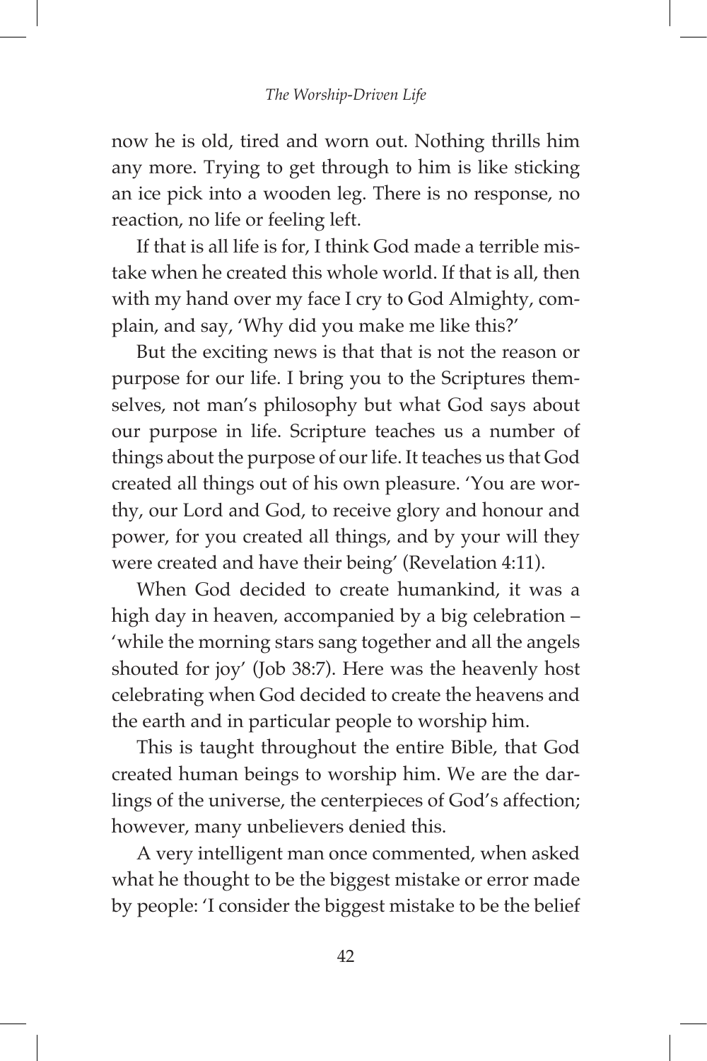now he is old, tired and worn out. Nothing thrills him any more. Trying to get through to him is like sticking an ice pick into a wooden leg. There is no response, no reaction, no life or feeling left.

If that is all life is for, I think God made a terrible mistake when he created this whole world. If that is all, then with my hand over my face I cry to God Almighty, complain, and say, 'Why did you make me like this?'

But the exciting news is that that is not the reason or purpose for our life. I bring you to the Scriptures themselves, not man's philosophy but what God says about our purpose in life. Scripture teaches us a number of things about the purpose of our life. It teaches us that God created all things out of his own pleasure. 'You are worthy, our Lord and God, to receive glory and honour and power, for you created all things, and by your will they were created and have their being' (Revelation 4:11).

When God decided to create humankind, it was a high day in heaven, accompanied by a big celebration – 'while the morning stars sang together and all the angels shouted for joy' (Job 38:7). Here was the heavenly host celebrating when God decided to create the heavens and the earth and in particular people to worship him.

This is taught throughout the entire Bible, that God created human beings to worship him. We are the darlings of the universe, the centerpieces of God's affection; however, many unbelievers denied this.

A very intelligent man once commented, when asked what he thought to be the biggest mistake or error made by people: 'I consider the biggest mistake to be the belief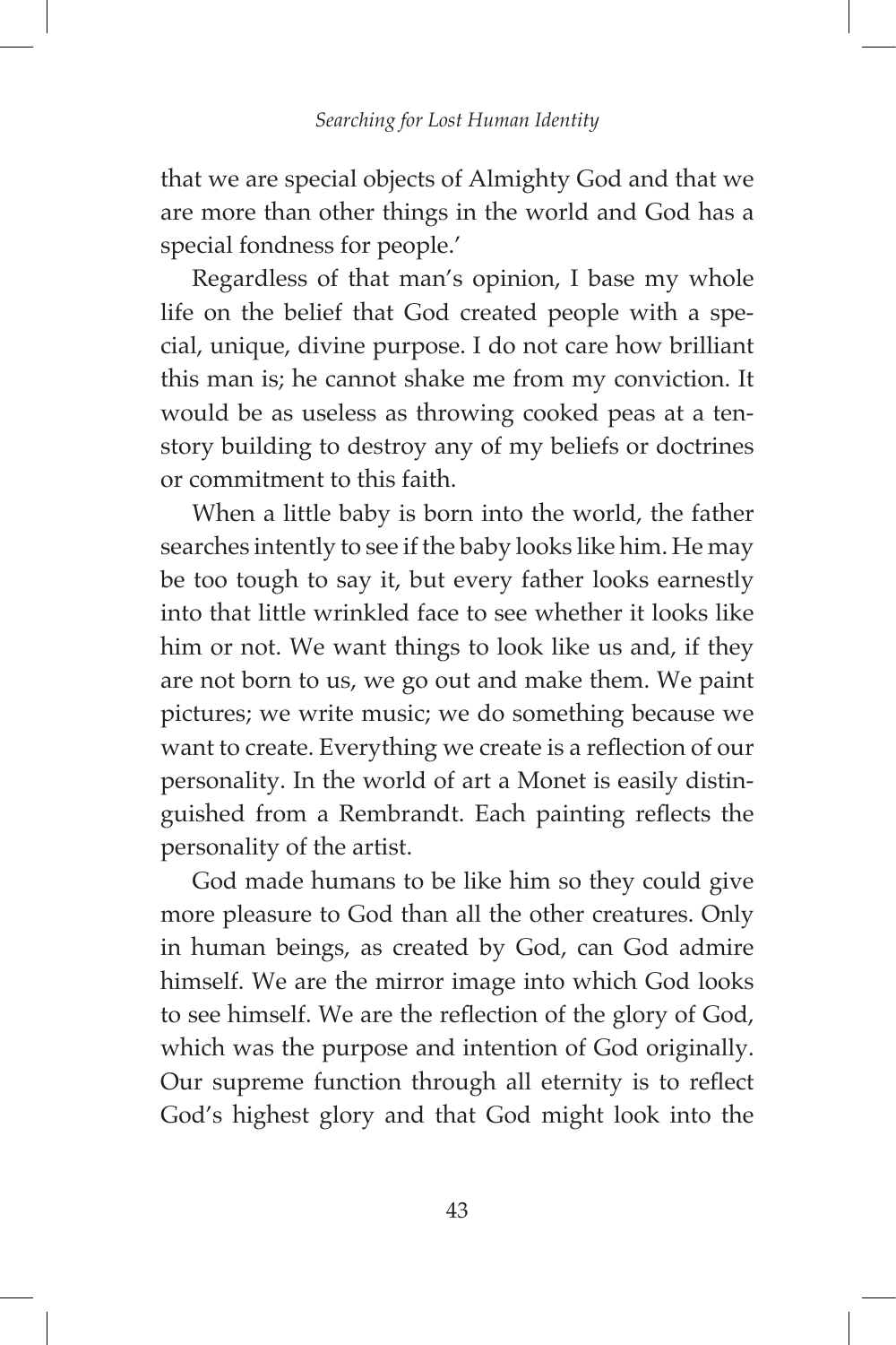that we are special objects of Almighty God and that we are more than other things in the world and God has a special fondness for people.'

Regardless of that man's opinion, I base my whole life on the belief that God created people with a special, unique, divine purpose. I do not care how brilliant this man is; he cannot shake me from my conviction. It would be as useless as throwing cooked peas at a ten-story building to destroy any of my beliefs or doctrines or commitment to this faith.

When a little baby is born into the world, the father searches intently to see if the baby looks like him. He may be too tough to say it, but every father looks earnestly into that little wrinkled face to see whether it looks like him or not. We want things to look like us and, if they are not born to us, we go out and make them. We paint pictures; we write music; we do something because we want to create. Everything we create is a reflection of our personality. In the world of art a Monet is easily distinguished from a Rembrandt. Each painting reflects the personality of the artist.

God made humans to be like him so they could give more pleasure to God than all the other creatures. Only in human beings, as created by God, can God admire himself. We are the mirror image into which God looks to see himself. We are the reflection of the glory of God, which was the purpose and intention of God originally. Our supreme function through all eternity is to reflect God's highest glory and that God might look into the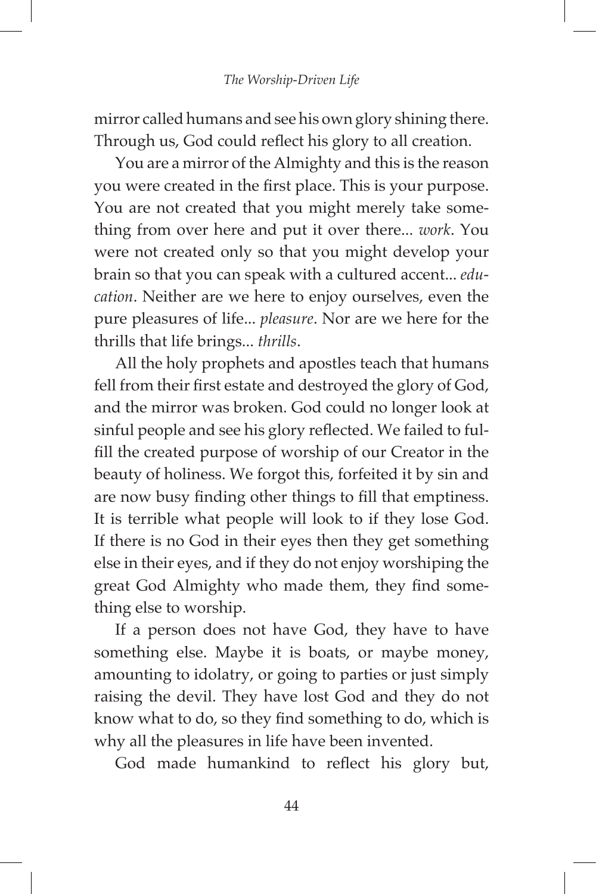mirror called humans and see his own glory shining there. Through us, God could reflect his glory to all creation.

You are a mirror of the Almighty and this is the reason you were created in the first place. This is your purpose. You are not created that you might merely take something from over here and put it over there... *work*. You were not created only so that you might develop your brain so that you can speak with a cultured accent... *education*. Neither are we here to enjoy ourselves, even the pure pleasures of life... *pleasure*. Nor are we here for the thrills that life brings... *thrills*.

All the holy prophets and apostles teach that humans fell from their first estate and destroyed the glory of God, and the mirror was broken. God could no longer look at sinful people and see his glory reflected. We failed to fulfill the created purpose of worship of our Creator in the beauty of holiness. We forgot this, forfeited it by sin and are now busy finding other things to fill that emptiness. It is terrible what people will look to if they lose God. If there is no God in their eyes then they get something else in their eyes, and if they do not enjoy worshiping the great God Almighty who made them, they find something else to worship.

If a person does not have God, they have to have something else. Maybe it is boats, or maybe money, amounting to idolatry, or going to parties or just simply raising the devil. They have lost God and they do not know what to do, so they find something to do, which is why all the pleasures in life have been invented.

God made humankind to reflect his glory but,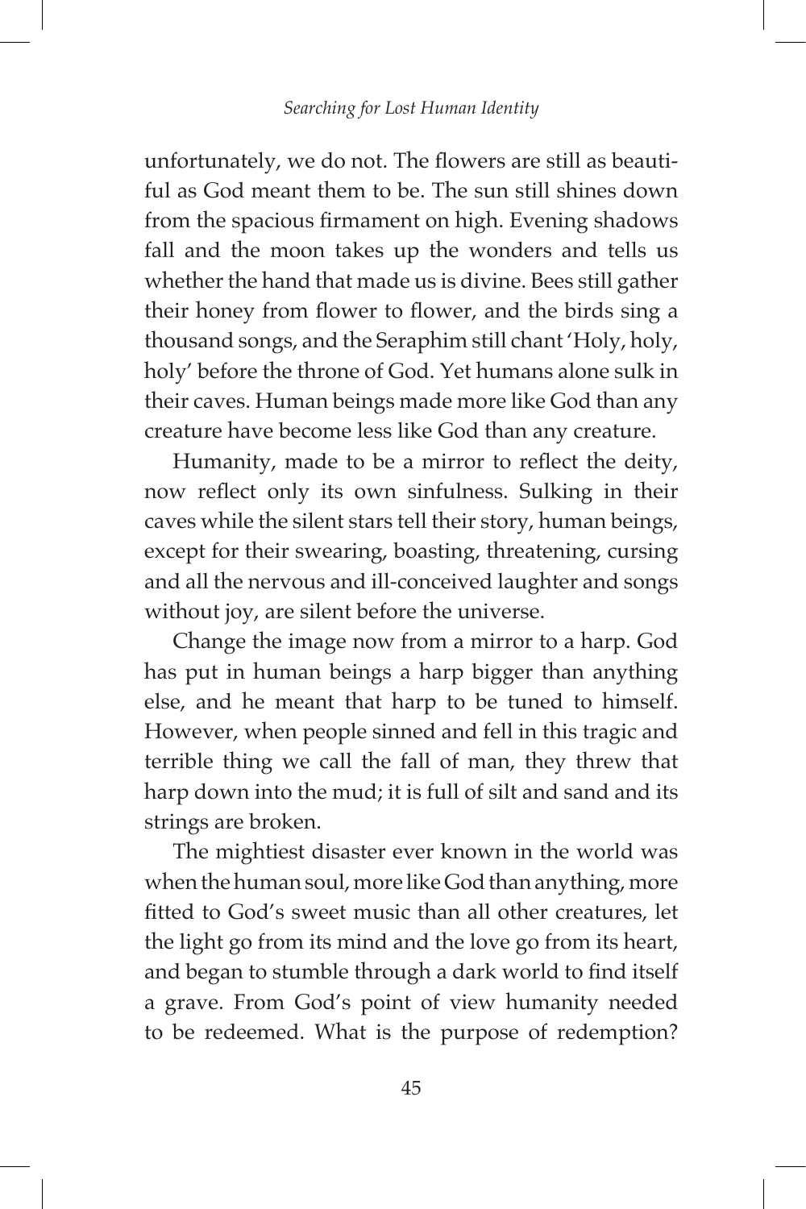unfortunately, we do not. The flowers are still as beautiful as God meant them to be. The sun still shines down from the spacious firmament on high. Evening shadows fall and the moon takes up the wonders and tells us whether the hand that made us is divine. Bees still gather their honey from flower to flower, and the birds sing a thousand songs, and the Seraphim still chant 'Holy, holy, holy' before the throne of God. Yet humans alone sulk in their caves. Human beings made more like God than any creature have become less like God than any creature.

Humanity, made to be a mirror to reflect the deity, now reflect only its own sinfulness. Sulking in their caves while the silent stars tell their story, human beings, except for their swearing, boasting, threatening, cursing and all the nervous and ill-conceived laughter and songs without joy, are silent before the universe.

Change the image now from a mirror to a harp. God has put in human beings a harp bigger than anything else, and he meant that harp to be tuned to himself. However, when people sinned and fell in this tragic and terrible thing we call the fall of man, they threw that harp down into the mud; it is full of silt and sand and its strings are broken.

The mightiest disaster ever known in the world was when the human soul, more like God than anything, more fitted to God's sweet music than all other creatures, let the light go from its mind and the love go from its heart, and began to stumble through a dark world to find itself a grave. From God's point of view humanity needed to be redeemed. What is the purpose of redemption?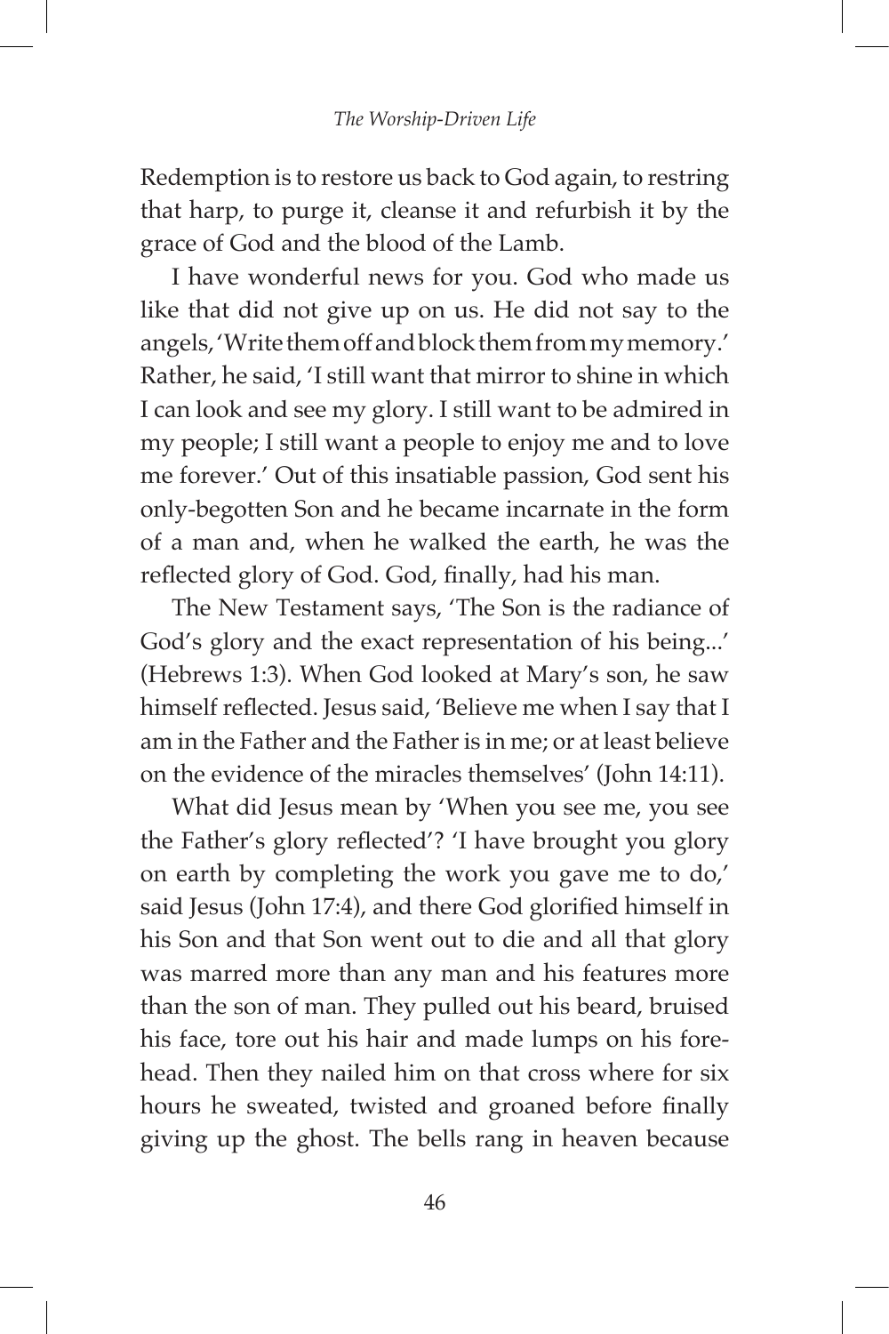Redemption is to restore us back to God again, to restring that harp, to purge it, cleanse it and refurbish it by the grace of God and the blood of the Lamb.

I have wonderful news for you. God who made us like that did not give up on us. He did not say to the angels, 'Write them off and block them from my memory.' Rather, he said, 'I still want that mirror to shine in which I can look and see my glory. I still want to be admired in my people; I still want a people to enjoy me and to love me forever.' Out of this insatiable passion, God sent his only-begotten Son and he became incarnate in the form of a man and, when he walked the earth, he was the reflected glory of God. God, finally, had his man.

The New Testament says, 'The Son is the radiance of God's glory and the exact representation of his being...' (Hebrews 1:3). When God looked at Mary's son, he saw himself reflected. Jesus said, 'Believe me when I say that I am in the Father and the Father is in me; or at least believe on the evidence of the miracles themselves' (John 14:11).

What did Jesus mean by 'When you see me, you see the Father's glory reflected'? 'I have brought you glory on earth by completing the work you gave me to do,' said Jesus (John 17:4), and there God glorified himself in his Son and that Son went out to die and all that glory was marred more than any man and his features more than the son of man. They pulled out his beard, bruised his face, tore out his hair and made lumps on his forehead. Then they nailed him on that cross where for six hours he sweated, twisted and groaned before finally giving up the ghost. The bells rang in heaven because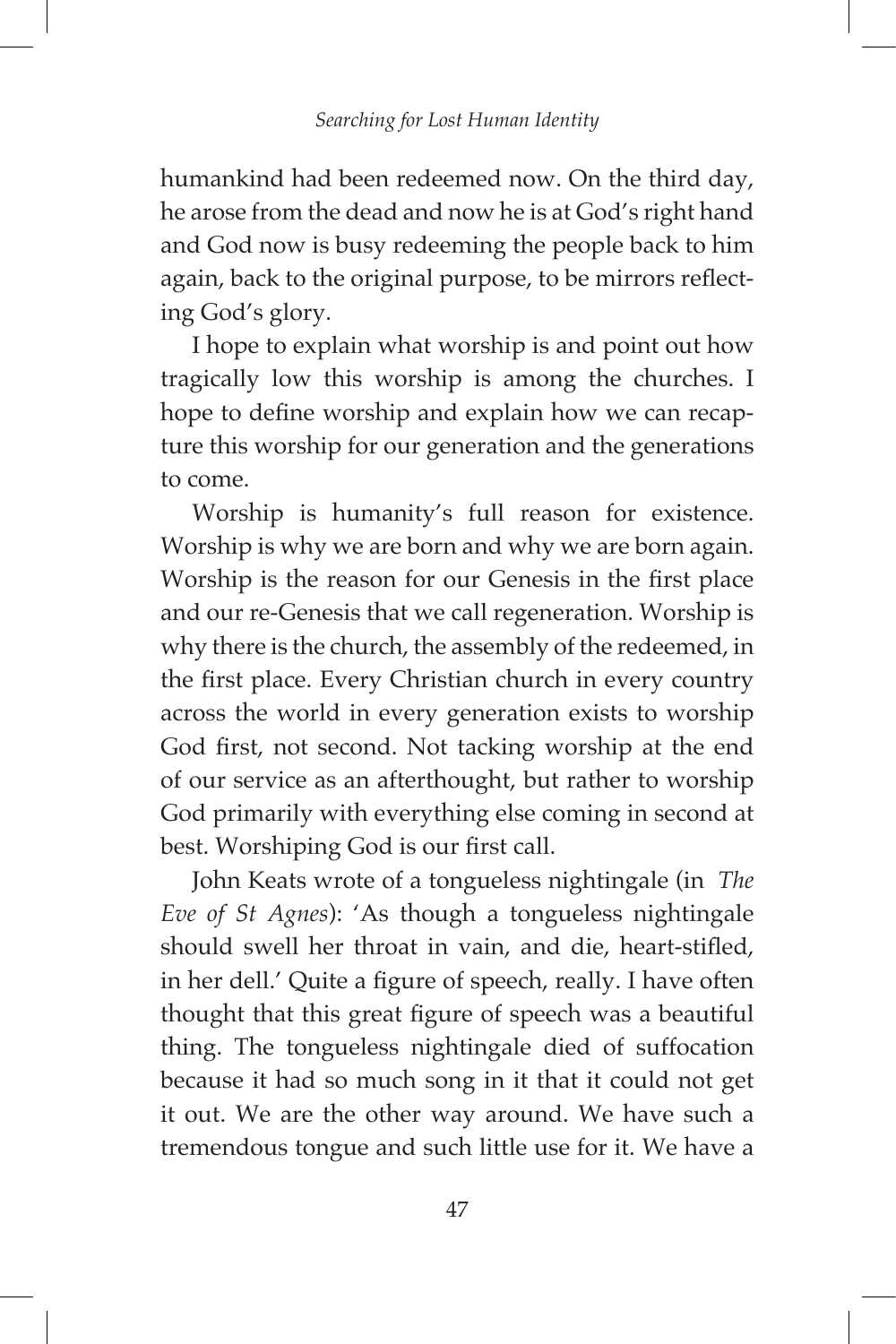humankind had been redeemed now. On the third day, he arose from the dead and now he is at God's right hand and God now is busy redeeming the people back to him again, back to the original purpose, to be mirrors reflecting God's glory.

I hope to explain what worship is and point out how tragically low this worship is among the churches. I hope to define worship and explain how we can recapture this worship for our generation and the generations to come.

Worship is humanity's full reason for existence. Worship is why we are born and why we are born again. Worship is the reason for our Genesis in the first place and our re-Genesis that we call regeneration. Worship is why there is the church, the assembly of the redeemed, in the first place. Every Christian church in every country across the world in every generation exists to worship God first, not second. Not tacking worship at the end of our service as an afterthought, but rather to worship God primarily with everything else coming in second at best. Worshiping God is our first call.

John Keats wrote of a tongueless nightingale (in *The Eve of St Agnes*): 'As though a tongueless nightingale should swell her throat in vain, and die, heart-stifled, in her dell.' Quite a figure of speech, really. I have often thought that this great figure of speech was a beautiful thing. The tongueless nightingale died of suffocation because it had so much song in it that it could not get it out. We are the other way around. We have such a tremendous tongue and such little use for it. We have a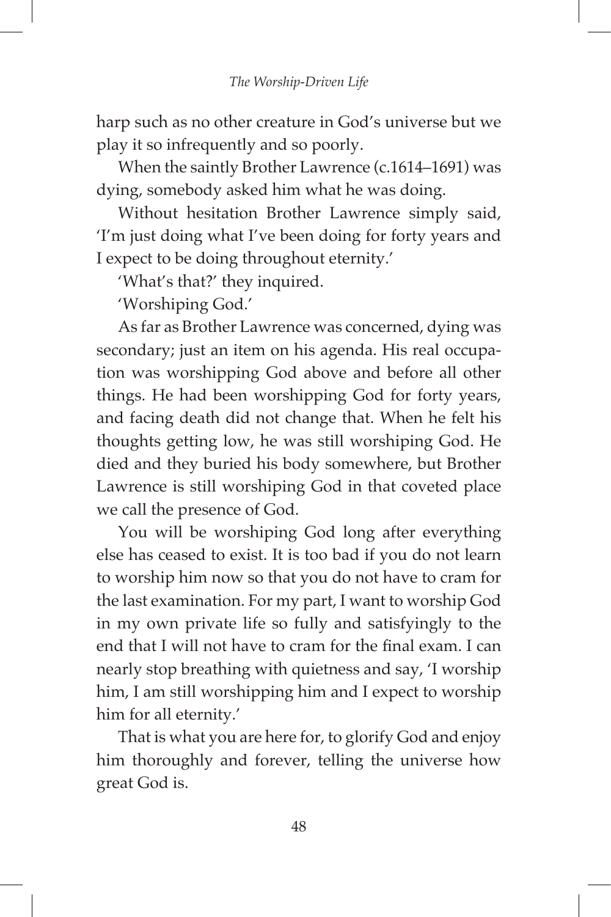harp such as no other creature in God's universe but we play it so infrequently and so poorly.

When the saintly Brother Lawrence (c.1614–1691) was dying, somebody asked him what he was doing.

Without hesitation Brother Lawrence simply said, 'I'm just doing what I've been doing for forty years and I expect to be doing throughout eternity.'

'What's that?' they inquired.

'Worshiping God.'

As far as Brother Lawrence was concerned, dying was secondary; just an item on his agenda. His real occupation was worshipping God above and before all other things. He had been worshipping God for forty years, and facing death did not change that. When he felt his thoughts getting low, he was still worshiping God. He died and they buried his body somewhere, but Brother Lawrence is still worshiping God in that coveted place we call the presence of God.

You will be worshiping God long after everything else has ceased to exist. It is too bad if you do not learn to worship him now so that you do not have to cram for the last examination. For my part, I want to worship God in my own private life so fully and satisfyingly to the end that I will not have to cram for the final exam. I can nearly stop breathing with quietness and say, 'I worship him, I am still worshipping him and I expect to worship him for all eternity.'

That is what you are here for, to glorify God and enjoy him thoroughly and forever, telling the universe how great God is.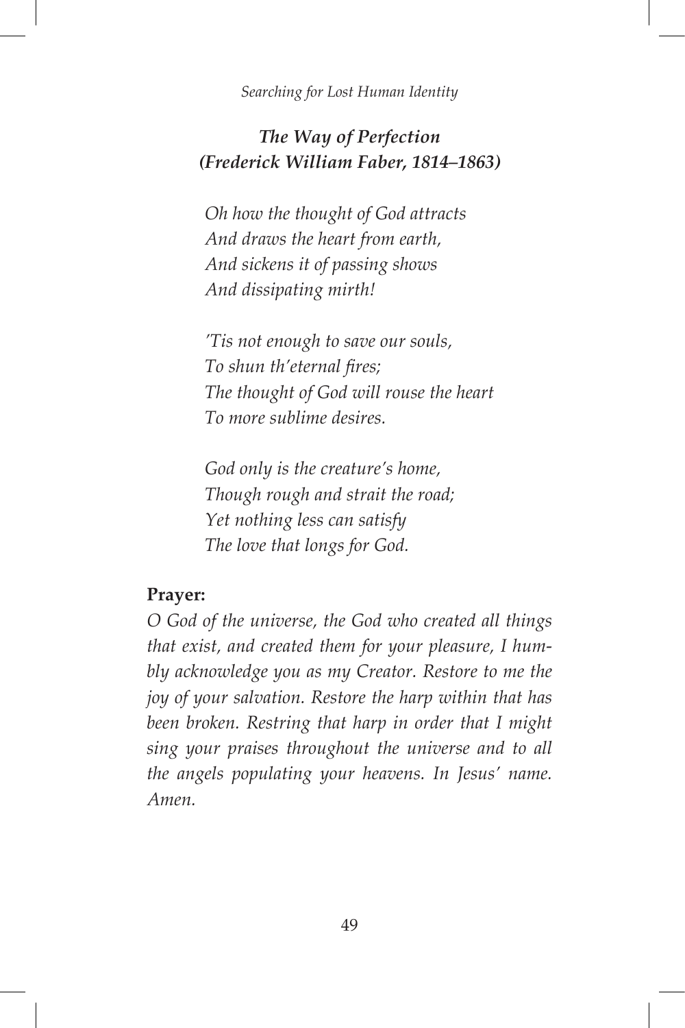### *The Way of Perfection*
### *(Frederick William Faber, 1814–1863)*

*Oh how the thought of God attracts*
*And draws the heart from earth,*
*And sickens it of passing shows*
*And dissipating mirth!*

*'Tis not enough to save our souls,*
*To shun th'eternal fires;*
*The thought of God will rouse the heart*
*To more sublime desires.*

*God only is the creature's home,*
*Though rough and strait the road;*
*Yet nothing less can satisfy*
*The love that longs for God.*

**Prayer:**

*O God of the universe, the God who created all things that exist, and created them for your pleasure, I humbly acknowledge you as my Creator. Restore to me the joy of your salvation. Restore the harp within that has been broken. Restring that harp in order that I might sing your praises throughout the universe and to all the angels populating your heavens. In Jesus' name. Amen.*